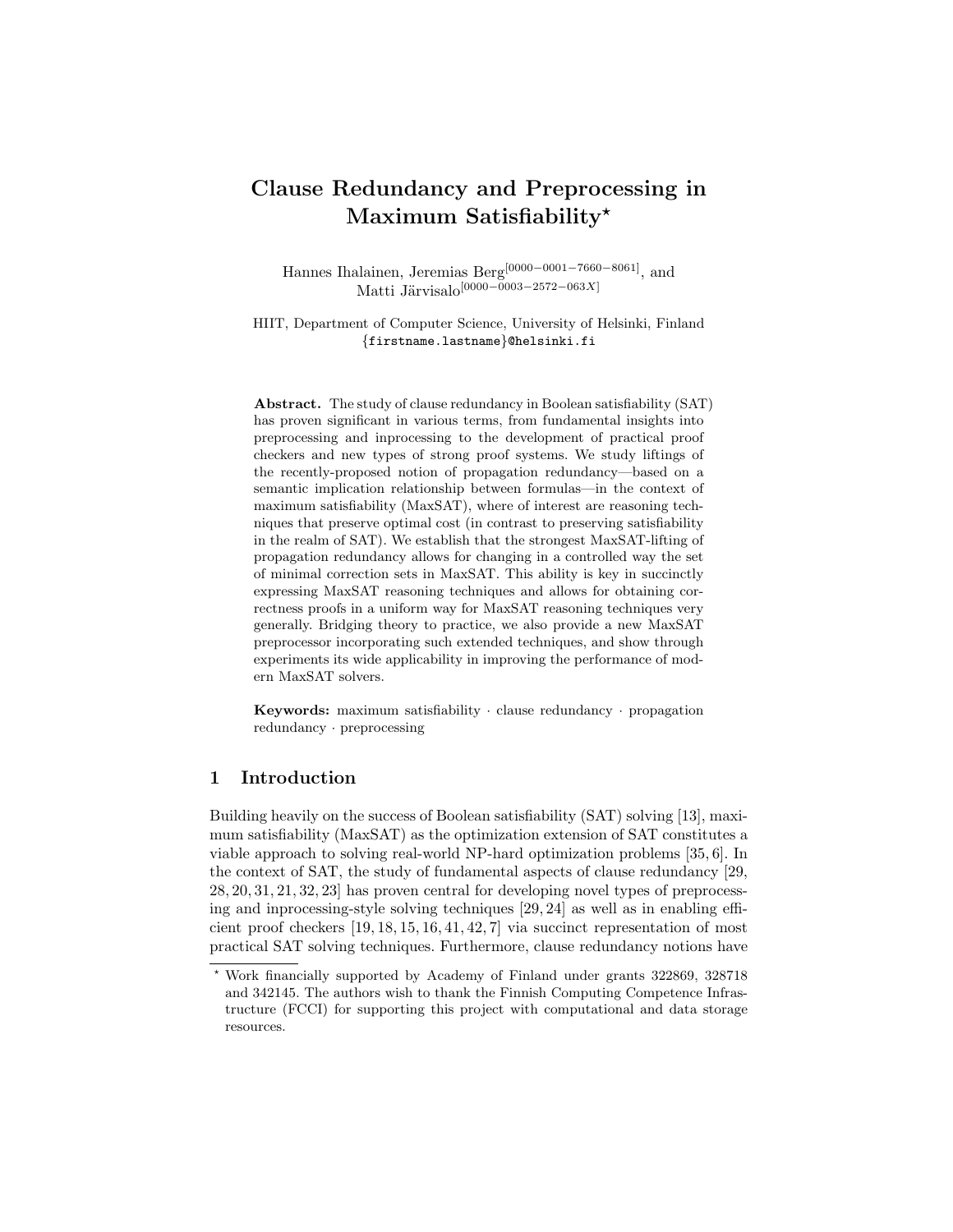# Clause Redundancy and Preprocessing in Maximum Satisfiability*

Hannes Ihalainen, Jeremias Berg[0000-0001-7660-8061], and Matti Järvisalo[0000-0003-2572-063X]

HIIT, Department of Computer Science, University of Helsinki, Finland
{firstname.lastname}@helsinki.fi

**Abstract.** The study of clause redundancy in Boolean satisfiability (SAT) has proven significant in various terms, from fundamental insights into preprocessing and inprocessing to the development of practical proof checkers and new types of strong proof systems. We study liftings of the recently-proposed notion of propagation redundancy—based on a semantic implication relationship between formulas—in the context of maximum satisfiability (MaxSAT), where of interest are reasoning techniques that preserve optimal cost (in contrast to preserving satisfiability in the realm of SAT). We establish that the strongest MaxSAT-lifting of propagation redundancy allows for changing in a controlled way the set of minimal correction sets in MaxSAT. This ability is key in succinctly expressing MaxSAT reasoning techniques and allows for obtaining correctness proofs in a uniform way for MaxSAT reasoning techniques very generally. Bridging theory to practice, we also provide a new MaxSAT preprocessor incorporating such extended techniques, and show through experiments its wide applicability in improving the performance of modern MaxSAT solvers.

**Keywords:** maximum satisfiability · clause redundancy · propagation redundancy · preprocessing

## 1 Introduction

Building heavily on the success of Boolean satisfiability (SAT) solving [13], maximum satisfiability (MaxSAT) as the optimization extension of SAT constitutes a viable approach to solving real-world NP-hard optimization problems [35, 6]. In the context of SAT, the study of fundamental aspects of clause redundancy [29, 28, 20, 31, 21, 32, 23] has proven central for developing novel types of preprocessing and inprocessing-style solving techniques [29, 24] as well as in enabling efficient proof checkers [19, 18, 15, 16, 41, 42, 7] via succinct representation of most practical SAT solving techniques. Furthermore, clause redundancy notions have

---

* Work financially supported by Academy of Finland under grants 322869, 328718 and 342145. The authors wish to thank the Finnish Computing Competence Infrastructure (FCCI) for supporting this project with computational and data storage resources.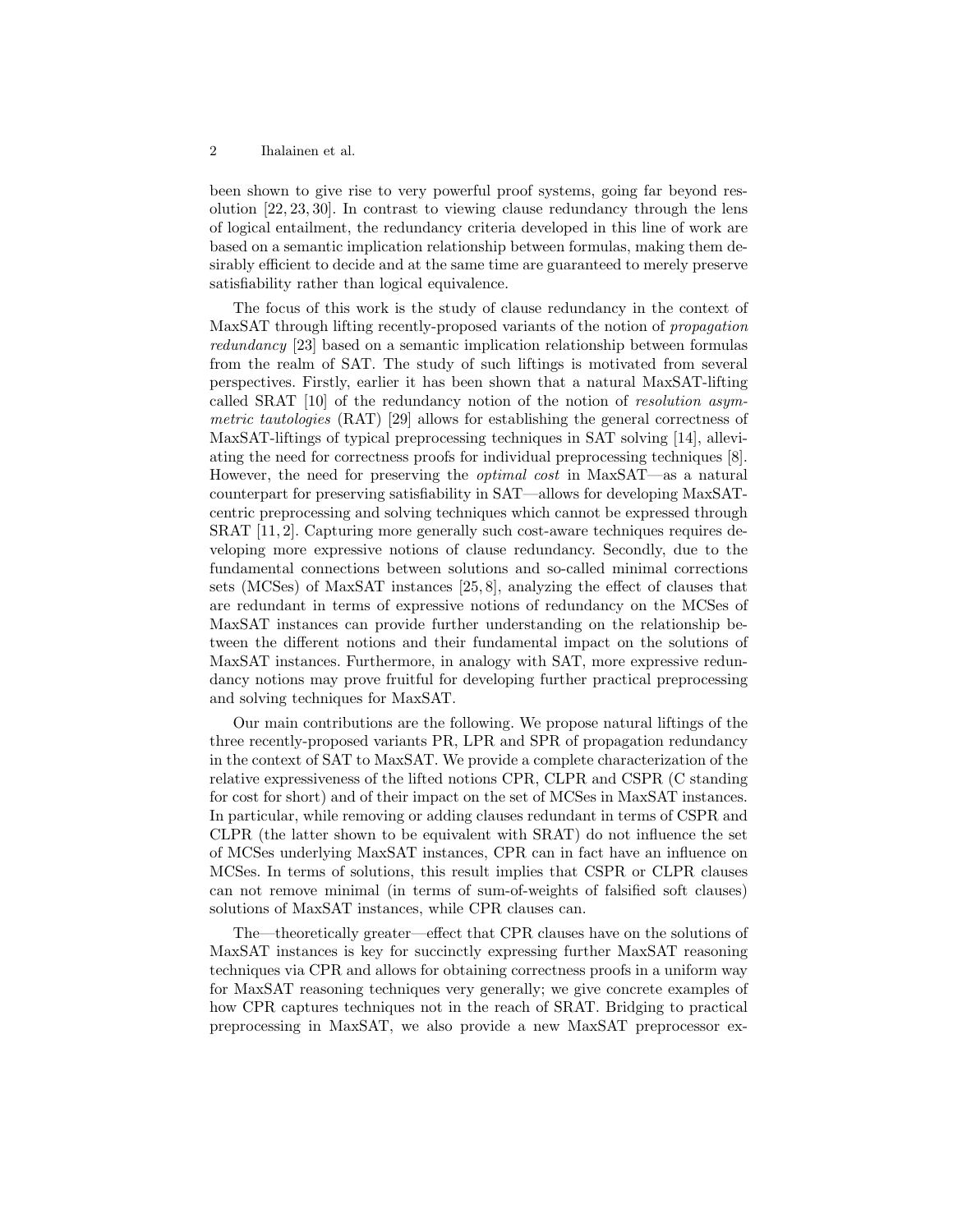been shown to give rise to very powerful proof systems, going far beyond resolution [22, 23, 30]. In contrast to viewing clause redundancy through the lens of logical entailment, the redundancy criteria developed in this line of work are based on a semantic implication relationship between formulas, making them desirably efficient to decide and at the same time are guaranteed to merely preserve satisfiability rather than logical equivalence.

The focus of this work is the study of clause redundancy in the context of MaxSAT through lifting recently-proposed variants of the notion of *propagation redundancy* [23] based on a semantic implication relationship between formulas from the realm of SAT. The study of such liftings is motivated from several perspectives. Firstly, earlier it has been shown that a natural MaxSAT-lifting called SRAT [10] of the redundancy notion of the notion of *resolution asymmetric tautologies* (RAT) [29] allows for establishing the general correctness of MaxSAT-liftings of typical preprocessing techniques in SAT solving [14], alleviating the need for correctness proofs for individual preprocessing techniques [8]. However, the need for preserving the *optimal cost* in MaxSAT—as a natural counterpart for preserving satisfiability in SAT—allows for developing MaxSAT-centric preprocessing and solving techniques which cannot be expressed through SRAT [11, 2]. Capturing more generally such cost-aware techniques requires developing more expressive notions of clause redundancy. Secondly, due to the fundamental connections between solutions and so-called minimal corrections sets (MCSes) of MaxSAT instances [25, 8], analyzing the effect of clauses that are redundant in terms of expressive notions of redundancy on the MCSes of MaxSAT instances can provide further understanding on the relationship between the different notions and their fundamental impact on the solutions of MaxSAT instances. Furthermore, in analogy with SAT, more expressive redundancy notions may prove fruitful for developing further practical preprocessing and solving techniques for MaxSAT.

Our main contributions are the following. We propose natural liftings of the three recently-proposed variants PR, LPR and SPR of propagation redundancy in the context of SAT to MaxSAT. We provide a complete characterization of the relative expressiveness of the lifted notions CPR, CLPR and CSPR (C standing for cost for short) and of their impact on the set of MCSes in MaxSAT instances. In particular, while removing or adding clauses redundant in terms of CSPR and CLPR (the latter shown to be equivalent with SRAT) do not influence the set of MCSes underlying MaxSAT instances, CPR can in fact have an influence on MCSes. In terms of solutions, this result implies that CSPR or CLPR clauses can not remove minimal (in terms of sum-of-weights of falsified soft clauses) solutions of MaxSAT instances, while CPR clauses can.

The—theoretically greater—effect that CPR clauses have on the solutions of MaxSAT instances is key for succinctly expressing further MaxSAT reasoning techniques via CPR and allows for obtaining correctness proofs in a uniform way for MaxSAT reasoning techniques very generally; we give concrete examples of how CPR captures techniques not in the reach of SRAT. Bridging to practical preprocessing in MaxSAT, we also provide a new MaxSAT preprocessor ex-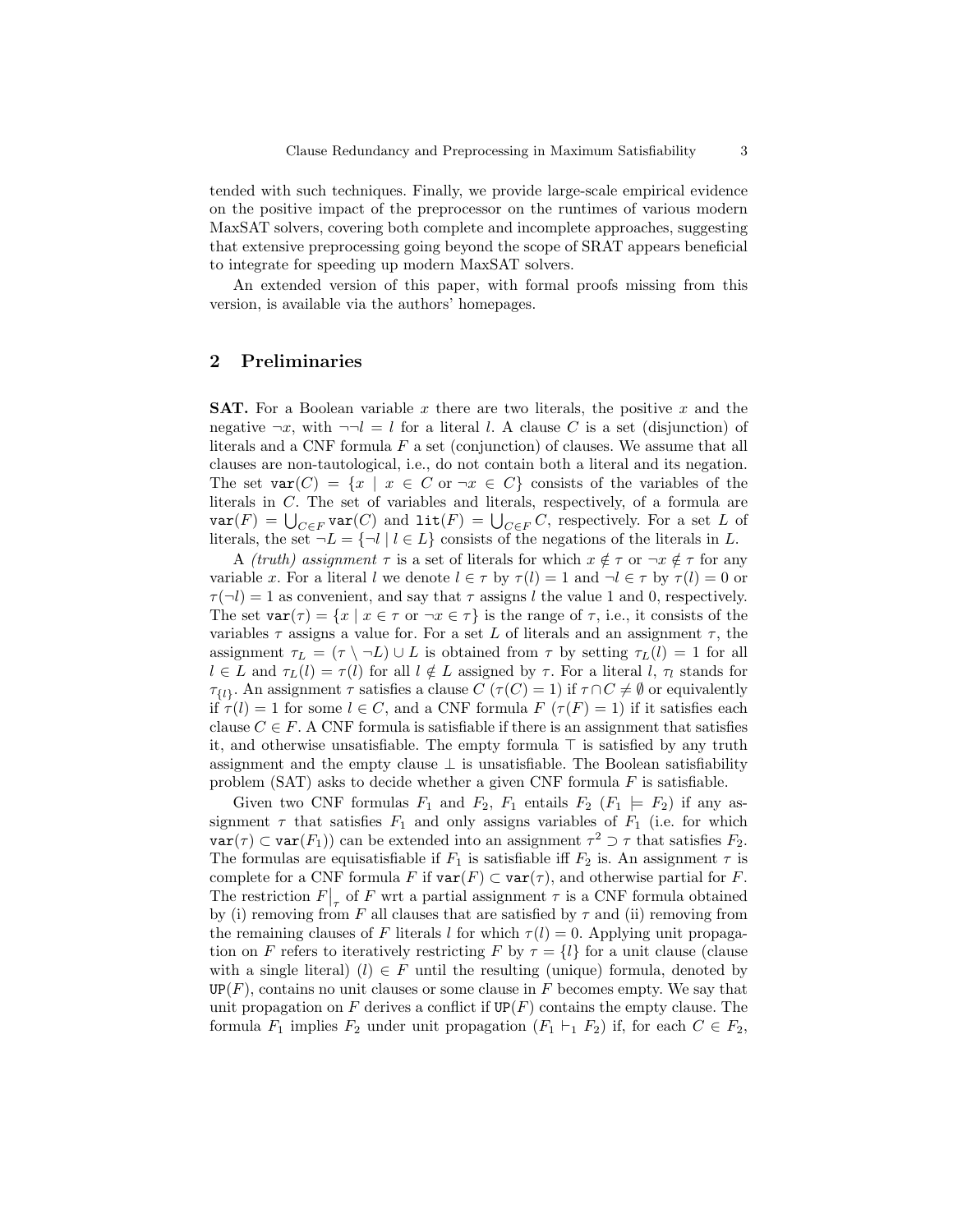tended with such techniques. Finally, we provide large-scale empirical evidence on the positive impact of the preprocessor on the runtimes of various modern MaxSAT solvers, covering both complete and incomplete approaches, suggesting that extensive preprocessing going beyond the scope of SRAT appears beneficial to integrate for speeding up modern MaxSAT solvers.

An extended version of this paper, with formal proofs missing from this version, is available via the authors' homepages.

## 2 Preliminaries

**SAT.** For a Boolean variable $x$ there are two literals, the positive $x$ and the negative $\neg x$, with $\neg\neg l = l$ for a literal $l$. A clause $C$ is a set (disjunction) of literals and a CNF formula $F$ a set (conjunction) of clauses. We assume that all clauses are non-tautological, i.e., do not contain both a literal and its negation. The set $\mathtt{var}(C) = \{x \mid x \in C \text{ or } \neg x \in C\}$ consists of the variables of the literals in $C$. The set of variables and literals, respectively, of a formula are $\mathtt{var}(F) = \bigcup_{C \in F} \mathtt{var}(C)$ and $\mathtt{lit}(F) = \bigcup_{C \in F} C$, respectively. For a set $L$ of literals, the set $\neg L = \{\neg l \mid l \in L\}$ consists of the negations of the literals in $L$.

A *(truth) assignment* $\tau$ is a set of literals for which $x \notin \tau$ or $\neg x \notin \tau$ for any variable $x$. For a literal $l$ we denote $l \in \tau$ by $\tau(l) = 1$ and $\neg l \in \tau$ by $\tau(l) = 0$ or $\tau(\neg l) = 1$ as convenient, and say that $\tau$ assigns $l$ the value 1 and 0, respectively. The set $\mathtt{var}(\tau) = \{x \mid x \in \tau \text{ or } \neg x \in \tau\}$ is the range of $\tau$, i.e., it consists of the variables $\tau$ assigns a value for. For a set $L$ of literals and an assignment $\tau$, the assignment $\tau_L = (\tau \setminus \neg L) \cup L$ is obtained from $\tau$ by setting $\tau_L(l) = 1$ for all $l \in L$ and $\tau_L(l) = \tau(l)$ for all $l \notin L$ assigned by $\tau$. For a literal $l$, $\tau_l$ stands for $\tau_{\{l\}}$. An assignment $\tau$ satisfies a clause $C$ ($\tau(C) = 1$) if $\tau \cap C \neq \emptyset$ or equivalently if $\tau(l) = 1$ for some $l \in C$, and a CNF formula $F$ ($\tau(F) = 1$) if it satisfies each clause $C \in F$. A CNF formula is satisfiable if there is an assignment that satisfies it, and otherwise unsatisfiable. The empty formula $\top$ is satisfied by any truth assignment and the empty clause $\bot$ is unsatisfiable. The Boolean satisfiability problem (SAT) asks to decide whether a given CNF formula $F$ is satisfiable.

Given two CNF formulas $F_1$ and $F_2$, $F_1$ entails $F_2$ ($F_1 \models F_2$) if any assignment $\tau$ that satisfies $F_1$ and only assigns variables of $F_1$ (i.e. for which $\mathtt{var}(\tau) \subset \mathtt{var}(F_1)$) can be extended into an assignment $\tau^2 \supset \tau$ that satisfies $F_2$. The formulas are equisatisfiable if $F_1$ is satisfiable iff $F_2$ is. An assignment $\tau$ is complete for a CNF formula $F$ if $\mathtt{var}(F) \subset \mathtt{var}(\tau)$, and otherwise partial for $F$. The restriction $F|_\tau$ of $F$ wrt a partial assignment $\tau$ is a CNF formula obtained by (i) removing from $F$ all clauses that are satisfied by $\tau$ and (ii) removing from the remaining clauses of $F$ literals $l$ for which $\tau(l) = 0$. Applying unit propagation on $F$ refers to iteratively restricting $F$ by $\tau = \{l\}$ for a unit clause (clause with a single literal) $(l) \in F$ until the resulting (unique) formula, denoted by $\mathtt{UP}(F)$, contains no unit clauses or some clause in $F$ becomes empty. We say that unit propagation on $F$ derives a conflict if $\mathtt{UP}(F)$ contains the empty clause. The formula $F_1$ implies $F_2$ under unit propagation ($F_1 \vdash_1 F_2$) if, for each $C \in F_2$,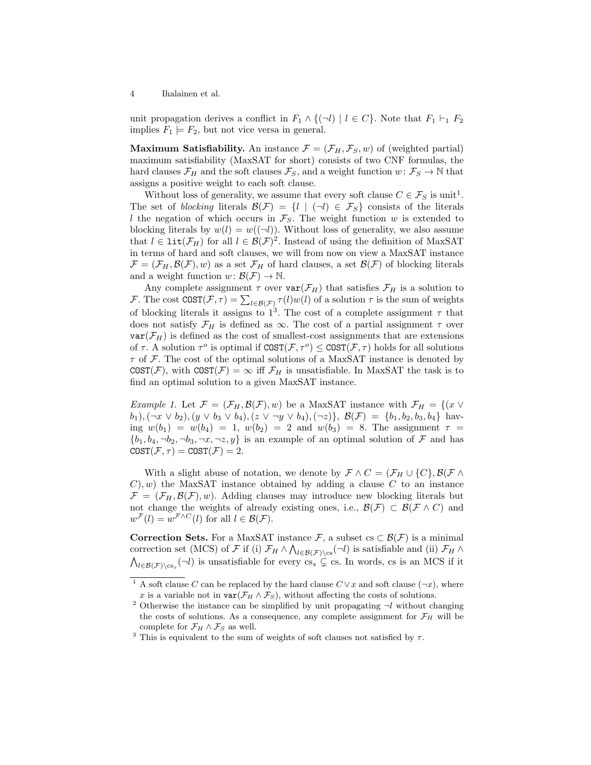unit propagation derives a conflict in $F_1 \wedge \{(\neg l) \mid l \in C\}$. Note that $F_1 \vdash_1 F_2$ implies $F_1 \models F_2$, but not vice versa in general.

**Maximum Satisfiability.** An instance $\mathcal{F} = (\mathcal{F}_H, \mathcal{F}_S, w)$ of (weighted partial) maximum satisfiability (MaxSAT for short) consists of two CNF formulas, the hard clauses $\mathcal{F}_H$ and the soft clauses $\mathcal{F}_S$, and a weight function $w\colon \mathcal{F}_S \to \mathbb{N}$ that assigns a positive weight to each soft clause.

Without loss of generality, we assume that every soft clause $C \in \mathcal{F}_S$ is unit[1]. The set of *blocking* literals $\mathcal{B}(\mathcal{F}) = \{l \mid (\neg l) \in \mathcal{F}_S\}$ consists of the literals $l$ the negation of which occurs in $\mathcal{F}_S$. The weight function $w$ is extended to blocking literals by $w(l) = w((\neg l))$. Without loss of generality, we also assume that $l \in \texttt{lit}(\mathcal{F}_H)$ for all $l \in \mathcal{B}(\mathcal{F})$[2]. Instead of using the definition of MaxSAT in terms of hard and soft clauses, we will from now on view a MaxSAT instance $\mathcal{F} = (\mathcal{F}_H, \mathcal{B}(\mathcal{F}), w)$ as a set $\mathcal{F}_H$ of hard clauses, a set $\mathcal{B}(\mathcal{F})$ of blocking literals and a weight function $w\colon \mathcal{B}(\mathcal{F}) \to \mathbb{N}$.

Any complete assignment $\tau$ over $\texttt{var}(\mathcal{F}_H)$ that satisfies $\mathcal{F}_H$ is a solution to $\mathcal{F}$. The cost $\texttt{COST}(\mathcal{F}, \tau) = \sum_{l \in \mathcal{B}(\mathcal{F})} \tau(l) w(l)$ of a solution $\tau$ is the sum of weights of blocking literals it assigns to 1[3]. The cost of a complete assignment $\tau$ that does not satisfy $\mathcal{F}_H$ is defined as $\infty$. The cost of a partial assignment $\tau$ over $\texttt{var}(\mathcal{F}_H)$ is defined as the cost of smallest-cost assignments that are extensions of $\tau$. A solution $\tau^o$ is optimal if $\texttt{COST}(\mathcal{F}, \tau^o) \leq \texttt{COST}(\mathcal{F}, \tau)$ holds for all solutions $\tau$ of $\mathcal{F}$. The cost of the optimal solutions of a MaxSAT instance is denoted by $\texttt{COST}(\mathcal{F})$, with $\texttt{COST}(\mathcal{F}) = \infty$ iff $\mathcal{F}_H$ is unsatisfiable. In MaxSAT the task is to find an optimal solution to a given MaxSAT instance.

*Example 1.* Let $\mathcal{F} = (\mathcal{F}_H, \mathcal{B}(\mathcal{F}), w)$ be a MaxSAT instance with $\mathcal{F}_H = \{(x \vee b_1), (\neg x \vee b_2), (y \vee b_3 \vee b_4), (z \vee \neg y \vee b_4), (\neg z)\}$, $\mathcal{B}(\mathcal{F}) = \{b_1, b_2, b_3, b_4\}$ having $w(b_1) = w(b_4) = 1$, $w(b_2) = 2$ and $w(b_3) = 8$. The assignment $\tau = \{b_1, b_4, \neg b_2, \neg b_3, \neg x, \neg z, y\}$ is an example of an optimal solution of $\mathcal{F}$ and has $\texttt{COST}(\mathcal{F}, \tau) = \texttt{COST}(\mathcal{F}) = 2$.

With a slight abuse of notation, we denote by $\mathcal{F} \wedge C = (\mathcal{F}_H \cup \{C\}, \mathcal{B}(\mathcal{F} \wedge C), w)$ the MaxSAT instance obtained by adding a clause $C$ to an instance $\mathcal{F} = (\mathcal{F}_H, \mathcal{B}(\mathcal{F}), w)$. Adding clauses may introduce new blocking literals but not change the weights of already existing ones, i.e., $\mathcal{B}(\mathcal{F}) \subset \mathcal{B}(\mathcal{F} \wedge C)$ and $w^{\mathcal{F}}(l) = w^{\mathcal{F} \wedge C}(l)$ for all $l \in \mathcal{B}(\mathcal{F})$.

**Correction Sets.** For a MaxSAT instance $\mathcal{F}$, a subset $\text{cs} \subset \mathcal{B}(\mathcal{F})$ is a minimal correction set (MCS) of $\mathcal{F}$ if (i) $\mathcal{F}_H \wedge \bigwedge_{l \in \mathcal{B}(\mathcal{F}) \setminus \text{cs}} (\neg l)$ is satisfiable and (ii) $\mathcal{F}_H \wedge \bigwedge_{l \in \mathcal{B}(\mathcal{F}) \setminus \text{cs}_s} (\neg l)$ is unsatisfiable for every $\text{cs}_s \subsetneq \text{cs}$. In words, cs is an MCS if it

---

[1] A soft clause $C$ can be replaced by the hard clause $C \vee x$ and soft clause $(\neg x)$, where $x$ is a variable not in $\texttt{var}(\mathcal{F}_H \wedge \mathcal{F}_S)$, without affecting the costs of solutions.

[2] Otherwise the instance can be simplified by unit propagating $\neg l$ without changing the costs of solutions. As a consequence, any complete assignment for $\mathcal{F}_H$ will be complete for $\mathcal{F}_H \wedge \mathcal{F}_S$ as well.

[3] This is equivalent to the sum of weights of soft clauses not satisfied by $\tau$.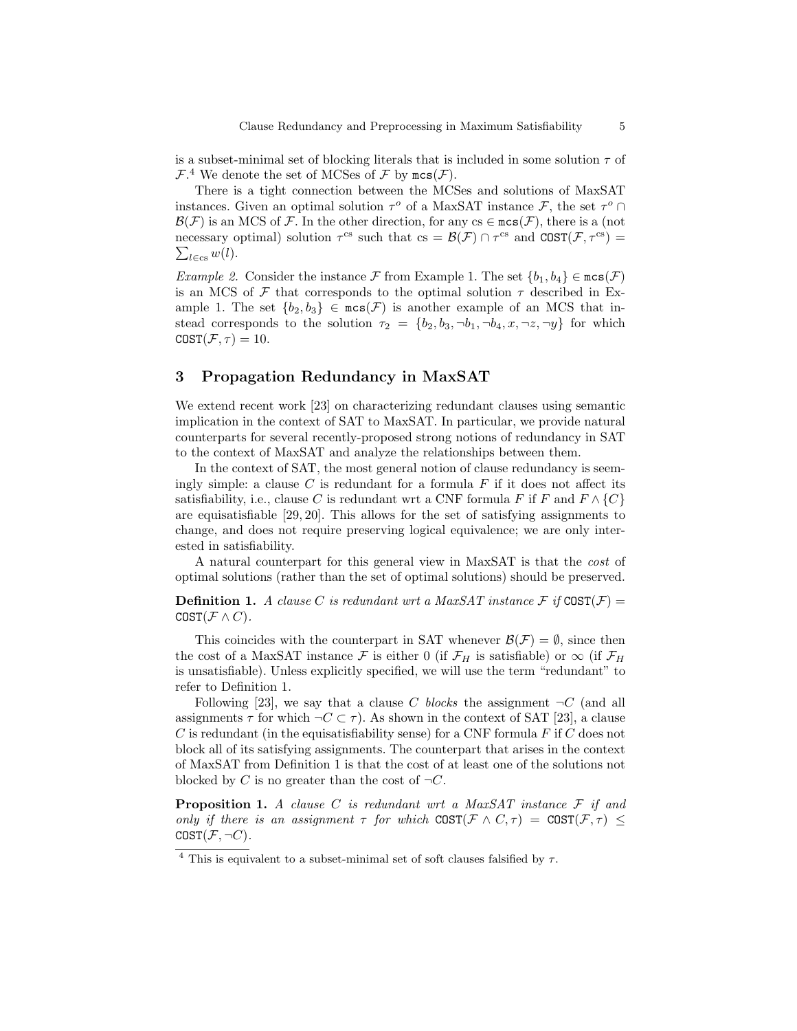is a subset-minimal set of blocking literals that is included in some solution $\tau$ of $\mathcal{F}$.[4] We denote the set of MCSes of $\mathcal{F}$ by $\texttt{mcs}(\mathcal{F})$.

There is a tight connection between the MCSes and solutions of MaxSAT instances. Given an optimal solution $\tau^o$ of a MaxSAT instance $\mathcal{F}$, the set $\tau^o \cap \mathcal{B}(\mathcal{F})$ is an MCS of $\mathcal{F}$. In the other direction, for any $\text{cs} \in \texttt{mcs}(\mathcal{F})$, there is a (not necessary optimal) solution $\tau^{\text{cs}}$ such that $\text{cs} = \mathcal{B}(\mathcal{F}) \cap \tau^{\text{cs}}$ and $\texttt{COST}(\mathcal{F}, \tau^{\text{cs}}) = \sum_{l \in \text{cs}} w(l)$.

*Example 2.* Consider the instance $\mathcal{F}$ from Example 1. The set $\{b_1, b_4\} \in \texttt{mcs}(\mathcal{F})$ is an MCS of $\mathcal{F}$ that corresponds to the optimal solution $\tau$ described in Example 1. The set $\{b_2, b_3\} \in \texttt{mcs}(\mathcal{F})$ is another example of an MCS that instead corresponds to the solution $\tau_2 = \{b_2, b_3, \neg b_1, \neg b_4, x, \neg z, \neg y\}$ for which $\texttt{COST}(\mathcal{F}, \tau) = 10$.

## 3 Propagation Redundancy in MaxSAT

We extend recent work [23] on characterizing redundant clauses using semantic implication in the context of SAT to MaxSAT. In particular, we provide natural counterparts for several recently-proposed strong notions of redundancy in SAT to the context of MaxSAT and analyze the relationships between them.

In the context of SAT, the most general notion of clause redundancy is seemingly simple: a clause $C$ is redundant for a formula $F$ if it does not affect its satisfiability, i.e., clause $C$ is redundant wrt a CNF formula $F$ if $F$ and $F \wedge \{C\}$ are equisatisfiable [29, 20]. This allows for the set of satisfying assignments to change, and does not require preserving logical equivalence; we are only interested in satisfiability.

A natural counterpart for this general view in MaxSAT is that the *cost* of optimal solutions (rather than the set of optimal solutions) should be preserved.

**Definition 1.** *A clause $C$ is redundant wrt a MaxSAT instance $\mathcal{F}$ if $\texttt{COST}(\mathcal{F}) = \texttt{COST}(\mathcal{F} \wedge C)$.*

This coincides with the counterpart in SAT whenever $\mathcal{B}(\mathcal{F}) = \emptyset$, since then the cost of a MaxSAT instance $\mathcal{F}$ is either 0 (if $\mathcal{F}_H$ is satisfiable) or $\infty$ (if $\mathcal{F}_H$ is unsatisfiable). Unless explicitly specified, we will use the term "redundant" to refer to Definition 1.

Following [23], we say that a clause $C$ *blocks* the assignment $\neg C$ (and all assignments $\tau$ for which $\neg C \subset \tau$). As shown in the context of SAT [23], a clause $C$ is redundant (in the equisatisfiability sense) for a CNF formula $F$ if $C$ does not block all of its satisfying assignments. The counterpart that arises in the context of MaxSAT from Definition 1 is that the cost of at least one of the solutions not blocked by $C$ is no greater than the cost of $\neg C$.

**Proposition 1.** *A clause $C$ is redundant wrt a MaxSAT instance $\mathcal{F}$ if and only if there is an assignment $\tau$ for which $\texttt{COST}(\mathcal{F} \wedge C, \tau) = \texttt{COST}(\mathcal{F}, \tau) \leq \texttt{COST}(\mathcal{F}, \neg C)$.*

[4] This is equivalent to a subset-minimal set of soft clauses falsified by $\tau$.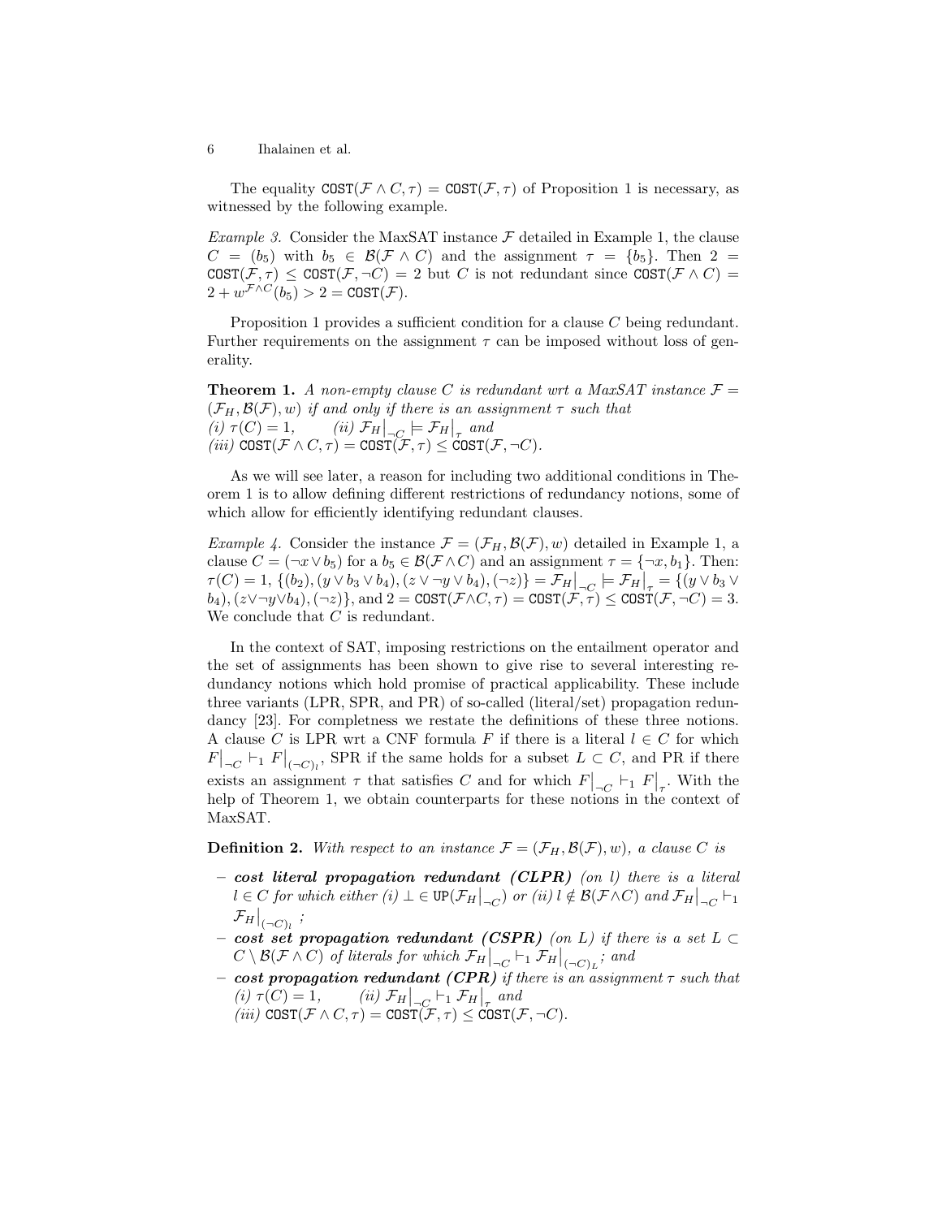The equality $\texttt{COST}(\mathcal{F} \wedge C, \tau) = \texttt{COST}(\mathcal{F}, \tau)$ of Proposition 1 is necessary, as witnessed by the following example.

*Example 3.* Consider the MaxSAT instance $\mathcal{F}$ detailed in Example 1, the clause $C = (b_5)$ with $b_5 \in \mathcal{B}(\mathcal{F} \wedge C)$ and the assignment $\tau = \{b_5\}$. Then $2 = \texttt{COST}(\mathcal{F}, \tau) \leq \texttt{COST}(\mathcal{F}, \neg C) = 2$ but $C$ is not redundant since $\texttt{COST}(\mathcal{F} \wedge C) = 2 + w^{\mathcal{F} \wedge C}(b_5) > 2 = \texttt{COST}(\mathcal{F})$.

Proposition 1 provides a sufficient condition for a clause $C$ being redundant. Further requirements on the assignment $\tau$ can be imposed without loss of generality.

**Theorem 1.** *A non-empty clause $C$ is redundant wrt a MaxSAT instance $\mathcal{F} = (\mathcal{F}_H, \mathcal{B}(\mathcal{F}), w)$ if and only if there is an assignment $\tau$ such that*
*(i) $\tau(C) = 1$, (ii) $\mathcal{F}_H\big|_{\neg C} \models \mathcal{F}_H\big|_{\tau}$ and*
*(iii) $\texttt{COST}(\mathcal{F} \wedge C, \tau) = \texttt{COST}(\mathcal{F}, \tau) \leq \texttt{COST}(\mathcal{F}, \neg C)$.*

As we will see later, a reason for including two additional conditions in Theorem 1 is to allow defining different restrictions of redundancy notions, some of which allow for efficiently identifying redundant clauses.

*Example 4.* Consider the instance $\mathcal{F} = (\mathcal{F}_H, \mathcal{B}(\mathcal{F}), w)$ detailed in Example 1, a clause $C = (\neg x \vee b_5)$ for a $b_5 \in \mathcal{B}(\mathcal{F} \wedge C)$ and an assignment $\tau = \{\neg x, b_1\}$. Then: $\tau(C) = 1$, $\{(b_2), (y \vee b_3 \vee b_4), (z \vee \neg y \vee b_4), (\neg z)\} = \mathcal{F}_H\big|_{\neg C} \models \mathcal{F}_H\big|_{\tau} = \{(y \vee b_3 \vee b_4), (z \vee \neg y \vee b_4), (\neg z)\}$, and $2 = \texttt{COST}(\mathcal{F} \wedge C, \tau) = \texttt{COST}(\mathcal{F}, \tau) \leq \texttt{COST}(\mathcal{F}, \neg C) = 3$. We conclude that $C$ is redundant.

In the context of SAT, imposing restrictions on the entailment operator and the set of assignments has been shown to give rise to several interesting redundancy notions which hold promise of practical applicability. These include three variants (LPR, SPR, and PR) of so-called (literal/set) propagation redundancy [23]. For completness we restate the definitions of these three notions. A clause $C$ is LPR wrt a CNF formula $F$ if there is a literal $l \in C$ for which $F\big|_{\neg C} \vdash_1 F\big|_{(\neg C)_l}$, SPR if the same holds for a subset $L \subset C$, and PR if there exists an assignment $\tau$ that satisfies $C$ and for which $F\big|_{\neg C} \vdash_1 F\big|_{\tau}$. With the help of Theorem 1, we obtain counterparts for these notions in the context of MaxSAT.

**Definition 2.** *With respect to an instance $\mathcal{F} = (\mathcal{F}_H, \mathcal{B}(\mathcal{F}), w)$, a clause $C$ is*

- ***cost literal propagation redundant (CLPR)*** *(on $l$) there is a literal $l \in C$ for which either (i) $\bot \in \texttt{UP}(\mathcal{F}_H\big|_{\neg C})$ or (ii) $l \notin \mathcal{B}(\mathcal{F} \wedge C)$ and $\mathcal{F}_H\big|_{\neg C} \vdash_1 \mathcal{F}_H\big|_{(\neg C)_l}$ ;*
- ***cost set propagation redundant (CSPR)*** *(on $L$) if there is a set $L \subset C \setminus \mathcal{B}(\mathcal{F} \wedge C)$ of literals for which $\mathcal{F}_H\big|_{\neg C} \vdash_1 \mathcal{F}_H\big|_{(\neg C)_L}$; and*
- ***cost propagation redundant (CPR)*** *if there is an assignment $\tau$ such that (i) $\tau(C) = 1$, (ii) $\mathcal{F}_H\big|_{\neg C} \vdash_1 \mathcal{F}_H\big|_{\tau}$ and (iii) $\texttt{COST}(\mathcal{F} \wedge C, \tau) = \texttt{COST}(\mathcal{F}, \tau) \leq \texttt{COST}(\mathcal{F}, \neg C)$.*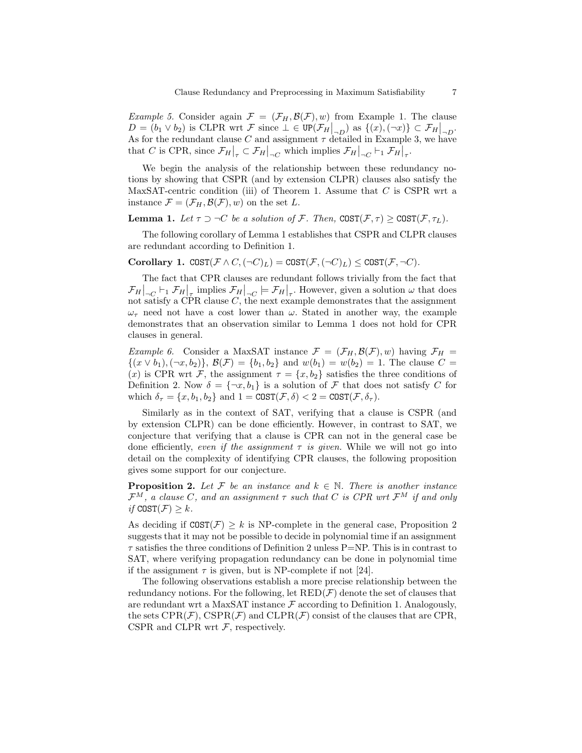*Example 5.* Consider again $\mathcal{F} = (\mathcal{F}_H, \mathcal{B}(\mathcal{F}), w)$ from Example 1. The clause $D = (b_1 \vee b_2)$ is CLPR wrt $\mathcal{F}$ since $\bot \in \texttt{UP}(\mathcal{F}_H\big|_{\neg D})$ as $\{(x), (\neg x)\} \subset \mathcal{F}_H\big|_{\neg D}$. As for the redundant clause $C$ and assignment $\tau$ detailed in Example 3, we have that $C$ is CPR, since $\mathcal{F}_H\big|_{\tau} \subset \mathcal{F}_H\big|_{\neg C}$ which implies $\mathcal{F}_H\big|_{\neg C} \vdash_1 \mathcal{F}_H\big|_{\tau}$.

We begin the analysis of the relationship between these redundancy notions by showing that CSPR (and by extension CLPR) clauses also satisfy the MaxSAT-centric condition (iii) of Theorem 1. Assume that $C$ is CSPR wrt a instance $\mathcal{F} = (\mathcal{F}_H, \mathcal{B}(\mathcal{F}), w)$ on the set $L$.

**Lemma 1.** *Let $\tau \supset \neg C$ be a solution of $\mathcal{F}$. Then, $\texttt{COST}(\mathcal{F}, \tau) \geq \texttt{COST}(\mathcal{F}, \tau_L)$.*

The following corollary of Lemma 1 establishes that CSPR and CLPR clauses are redundant according to Definition 1.

**Corollary 1.** $\texttt{COST}(\mathcal{F} \wedge C, (\neg C)_L) = \texttt{COST}(\mathcal{F}, (\neg C)_L) \leq \texttt{COST}(\mathcal{F}, \neg C)$.

The fact that CPR clauses are redundant follows trivially from the fact that $\mathcal{F}_H\big|_{\neg C} \vdash_1 \mathcal{F}_H\big|_{\tau}$ implies $\mathcal{F}_H\big|_{\neg C} \models \mathcal{F}_H\big|_{\tau}$. However, given a solution $\omega$ that does not satisfy a CPR clause $C$, the next example demonstrates that the assignment $\omega_\tau$ need not have a cost lower than $\omega$. Stated in another way, the example demonstrates that an observation similar to Lemma 1 does not hold for CPR clauses in general.

*Example 6.* Consider a MaxSAT instance $\mathcal{F} = (\mathcal{F}_H, \mathcal{B}(\mathcal{F}), w)$ having $\mathcal{F}_H = \{(x \vee b_1), (\neg x, b_2)\}$, $\mathcal{B}(\mathcal{F}) = \{b_1, b_2\}$ and $w(b_1) = w(b_2) = 1$. The clause $C = (x)$ is CPR wrt $\mathcal{F}$, the assignment $\tau = \{x, b_2\}$ satisfies the three conditions of Definition 2. Now $\delta = \{\neg x, b_1\}$ is a solution of $\mathcal{F}$ that does not satisfy $C$ for which $\delta_\tau = \{x, b_1, b_2\}$ and $1 = \texttt{COST}(\mathcal{F}, \delta) < 2 = \texttt{COST}(\mathcal{F}, \delta_\tau)$.

Similarly as in the context of SAT, verifying that a clause is CSPR (and by extension CLPR) can be done efficiently. However, in contrast to SAT, we conjecture that verifying that a clause is CPR can not in the general case be done efficiently, *even if the assignment $\tau$ is given.* While we will not go into detail on the complexity of identifying CPR clauses, the following proposition gives some support for our conjecture.

**Proposition 2.** *Let $\mathcal{F}$ be an instance and $k \in \mathbb{N}$. There is another instance $\mathcal{F}^M$, a clause $C$, and an assignment $\tau$ such that $C$ is CPR wrt $\mathcal{F}^M$ if and only if $\texttt{COST}(\mathcal{F}) \geq k$.*

As deciding if $\texttt{COST}(\mathcal{F}) \geq k$ is NP-complete in the general case, Proposition 2 suggests that it may not be possible to decide in polynomial time if an assignment $\tau$ satisfies the three conditions of Definition 2 unless P=NP. This is in contrast to SAT, where verifying propagation redundancy can be done in polynomial time if the assignment $\tau$ is given, but is NP-complete if not [24].

The following observations establish a more precise relationship between the redundancy notions. For the following, let $\text{RED}(\mathcal{F})$ denote the set of clauses that are redundant wrt a MaxSAT instance $\mathcal{F}$ according to Definition 1. Analogously, the sets $\text{CPR}(\mathcal{F})$, $\text{CSPR}(\mathcal{F})$ and $\text{CLPR}(\mathcal{F})$ consist of the clauses that are CPR, CSPR and CLPR wrt $\mathcal{F}$, respectively.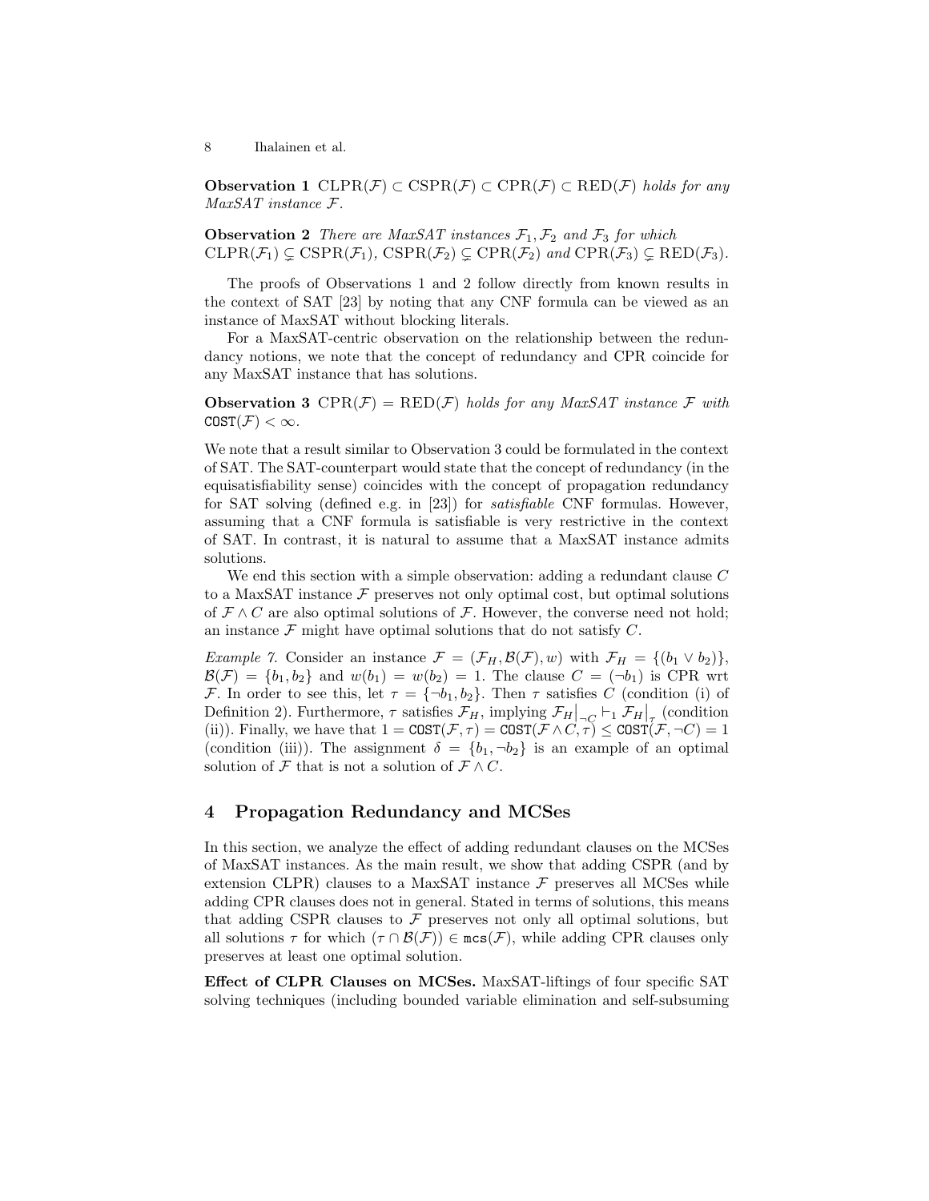**Observation 1** $\text{CLPR}(\mathcal{F}) \subset \text{CSPR}(\mathcal{F}) \subset \text{CPR}(\mathcal{F}) \subset \text{RED}(\mathcal{F})$ *holds for any MaxSAT instance* $\mathcal{F}$.

**Observation 2** *There are MaxSAT instances* $\mathcal{F}_1, \mathcal{F}_2$ *and* $\mathcal{F}_3$ *for which* $\text{CLPR}(\mathcal{F}_1) \subsetneq \text{CSPR}(\mathcal{F}_1)$, $\text{CSPR}(\mathcal{F}_2) \subsetneq \text{CPR}(\mathcal{F}_2)$ *and* $\text{CPR}(\mathcal{F}_3) \subsetneq \text{RED}(\mathcal{F}_3)$.

The proofs of Observations 1 and 2 follow directly from known results in the context of SAT [23] by noting that any CNF formula can be viewed as an instance of MaxSAT without blocking literals.

For a MaxSAT-centric observation on the relationship between the redundancy notions, we note that the concept of redundancy and CPR coincide for any MaxSAT instance that has solutions.

**Observation 3** $\text{CPR}(\mathcal{F}) = \text{RED}(\mathcal{F})$ *holds for any MaxSAT instance* $\mathcal{F}$ *with* $\texttt{COST}(\mathcal{F}) < \infty$.

We note that a result similar to Observation 3 could be formulated in the context of SAT. The SAT-counterpart would state that the concept of redundancy (in the equisatisfiability sense) coincides with the concept of propagation redundancy for SAT solving (defined e.g. in [23]) for *satisfiable* CNF formulas. However, assuming that a CNF formula is satisfiable is very restrictive in the context of SAT. In contrast, it is natural to assume that a MaxSAT instance admits solutions.

We end this section with a simple observation: adding a redundant clause $C$ to a MaxSAT instance $\mathcal{F}$ preserves not only optimal cost, but optimal solutions of $\mathcal{F} \land C$ are also optimal solutions of $\mathcal{F}$. However, the converse need not hold; an instance $\mathcal{F}$ might have optimal solutions that do not satisfy $C$.

*Example 7.* Consider an instance $\mathcal{F} = (\mathcal{F}_H, \mathcal{B}(\mathcal{F}), w)$ with $\mathcal{F}_H = \{(b_1 \lor b_2)\}$, $\mathcal{B}(\mathcal{F}) = \{b_1, b_2\}$ and $w(b_1) = w(b_2) = 1$. The clause $C = (\neg b_1)$ is CPR wrt $\mathcal{F}$. In order to see this, let $\tau = \{\neg b_1, b_2\}$. Then $\tau$ satisfies $C$ (condition (i) of Definition 2). Furthermore, $\tau$ satisfies $\mathcal{F}_H$, implying $\mathcal{F}_H\big|_{\neg C} \vdash_1 \mathcal{F}_H\big|_{\tau}$ (condition (ii)). Finally, we have that $1 = \texttt{COST}(\mathcal{F}, \tau) = \texttt{COST}(\mathcal{F} \land C, \tau) \leq \texttt{COST}(\mathcal{F}, \neg C) = 1$ (condition (iii)). The assignment $\delta = \{b_1, \neg b_2\}$ is an example of an optimal solution of $\mathcal{F}$ that is not a solution of $\mathcal{F} \land C$.

## 4 Propagation Redundancy and MCSes

In this section, we analyze the effect of adding redundant clauses on the MCSes of MaxSAT instances. As the main result, we show that adding CSPR (and by extension CLPR) clauses to a MaxSAT instance $\mathcal{F}$ preserves all MCSes while adding CPR clauses does not in general. Stated in terms of solutions, this means that adding CSPR clauses to $\mathcal{F}$ preserves not only all optimal solutions, but all solutions $\tau$ for which $(\tau \cap \mathcal{B}(\mathcal{F})) \in \texttt{mcs}(\mathcal{F})$, while adding CPR clauses only preserves at least one optimal solution.

**Effect of CLPR Clauses on MCSes.** MaxSAT-liftings of four specific SAT solving techniques (including bounded variable elimination and self-subsuming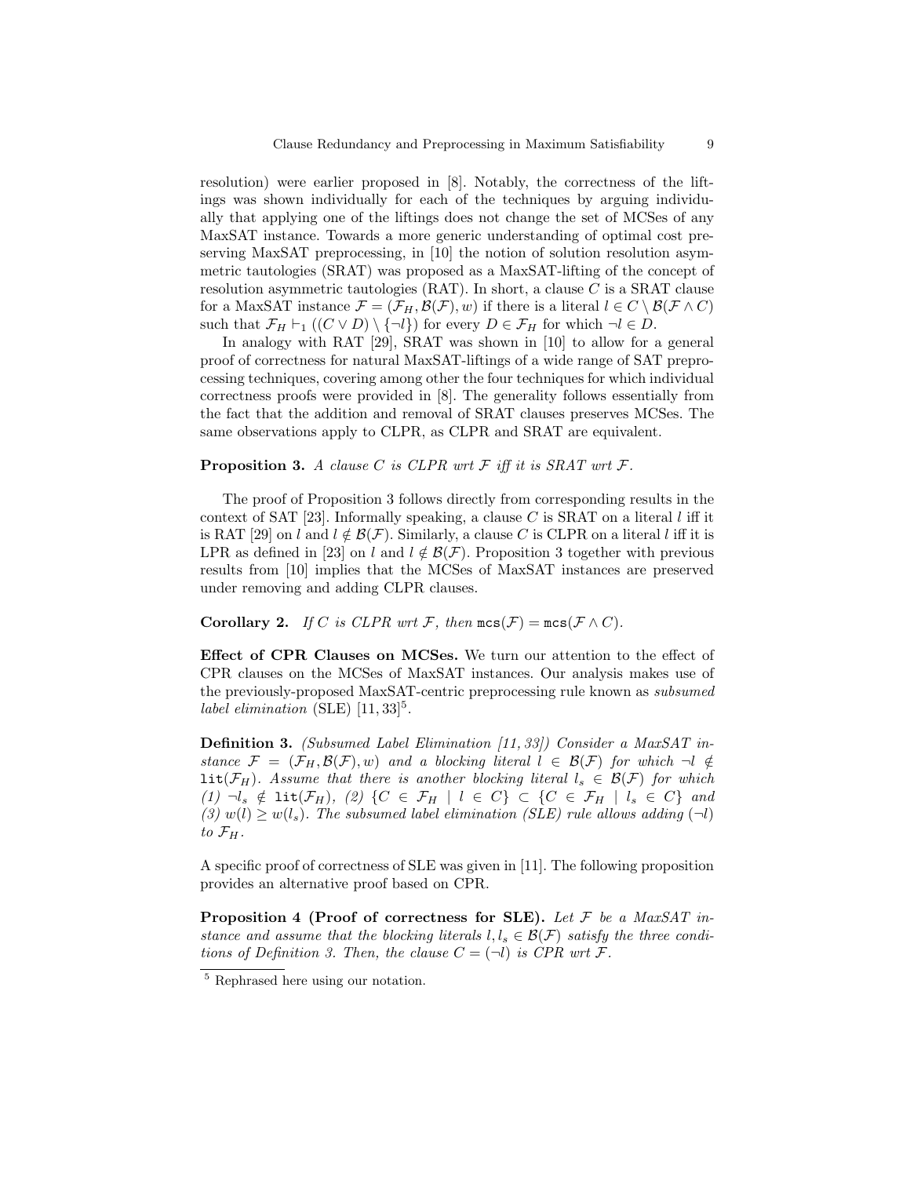resolution) were earlier proposed in [8]. Notably, the correctness of the liftings was shown individually for each of the techniques by arguing individually that applying one of the liftings does not change the set of MCSes of any MaxSAT instance. Towards a more generic understanding of optimal cost preserving MaxSAT preprocessing, in [10] the notion of solution resolution asymmetric tautologies (SRAT) was proposed as a MaxSAT-lifting of the concept of resolution asymmetric tautologies (RAT). In short, a clause $C$ is a SRAT clause for a MaxSAT instance $\mathcal{F} = (\mathcal{F}_H, \mathcal{B}(\mathcal{F}), w)$ if there is a literal $l \in C \setminus \mathcal{B}(\mathcal{F} \wedge C)$ such that $\mathcal{F}_H \vdash_1 ((C \vee D) \setminus \{\neg l\})$ for every $D \in \mathcal{F}_H$ for which $\neg l \in D$.

In analogy with RAT [29], SRAT was shown in [10] to allow for a general proof of correctness for natural MaxSAT-liftings of a wide range of SAT preprocessing techniques, covering among other the four techniques for which individual correctness proofs were provided in [8]. The generality follows essentially from the fact that the addition and removal of SRAT clauses preserves MCSes. The same observations apply to CLPR, as CLPR and SRAT are equivalent.

**Proposition 3.** *A clause $C$ is CLPR wrt $\mathcal{F}$ iff it is SRAT wrt $\mathcal{F}$.*

The proof of Proposition 3 follows directly from corresponding results in the context of SAT [23]. Informally speaking, a clause $C$ is SRAT on a literal $l$ iff it is RAT [29] on $l$ and $l \notin \mathcal{B}(\mathcal{F})$. Similarly, a clause $C$ is CLPR on a literal $l$ iff it is LPR as defined in [23] on $l$ and $l \notin \mathcal{B}(\mathcal{F})$. Proposition 3 together with previous results from [10] implies that the MCSes of MaxSAT instances are preserved under removing and adding CLPR clauses.

**Corollary 2.** *If $C$ is CLPR wrt $\mathcal{F}$, then $\texttt{mcs}(\mathcal{F}) = \texttt{mcs}(\mathcal{F} \wedge C)$.*

**Effect of CPR Clauses on MCSes.** We turn our attention to the effect of CPR clauses on the MCSes of MaxSAT instances. Our analysis makes use of the previously-proposed MaxSAT-centric preprocessing rule known as *subsumed label elimination* (SLE) [11, 33][5].

**Definition 3.** *(Subsumed Label Elimination [11, 33]) Consider a MaxSAT instance $\mathcal{F} = (\mathcal{F}_H, \mathcal{B}(\mathcal{F}), w)$ and a blocking literal $l \in \mathcal{B}(\mathcal{F})$ for which $\neg l \notin \texttt{lit}(\mathcal{F}_H)$. Assume that there is another blocking literal $l_s \in \mathcal{B}(\mathcal{F})$ for which (1) $\neg l_s \notin \texttt{lit}(\mathcal{F}_H)$, (2) $\{C \in \mathcal{F}_H \mid l \in C\} \subset \{C \in \mathcal{F}_H \mid l_s \in C\}$ and (3) $w(l) \geq w(l_s)$. The subsumed label elimination (SLE) rule allows adding $(\neg l)$ to $\mathcal{F}_H$.*

A specific proof of correctness of SLE was given in [11]. The following proposition provides an alternative proof based on CPR.

**Proposition 4 (Proof of correctness for SLE).** *Let $\mathcal{F}$ be a MaxSAT instance and assume that the blocking literals $l, l_s \in \mathcal{B}(\mathcal{F})$ satisfy the three conditions of Definition 3. Then, the clause $C = (\neg l)$ is CPR wrt $\mathcal{F}$.*

[5] Rephrased here using our notation.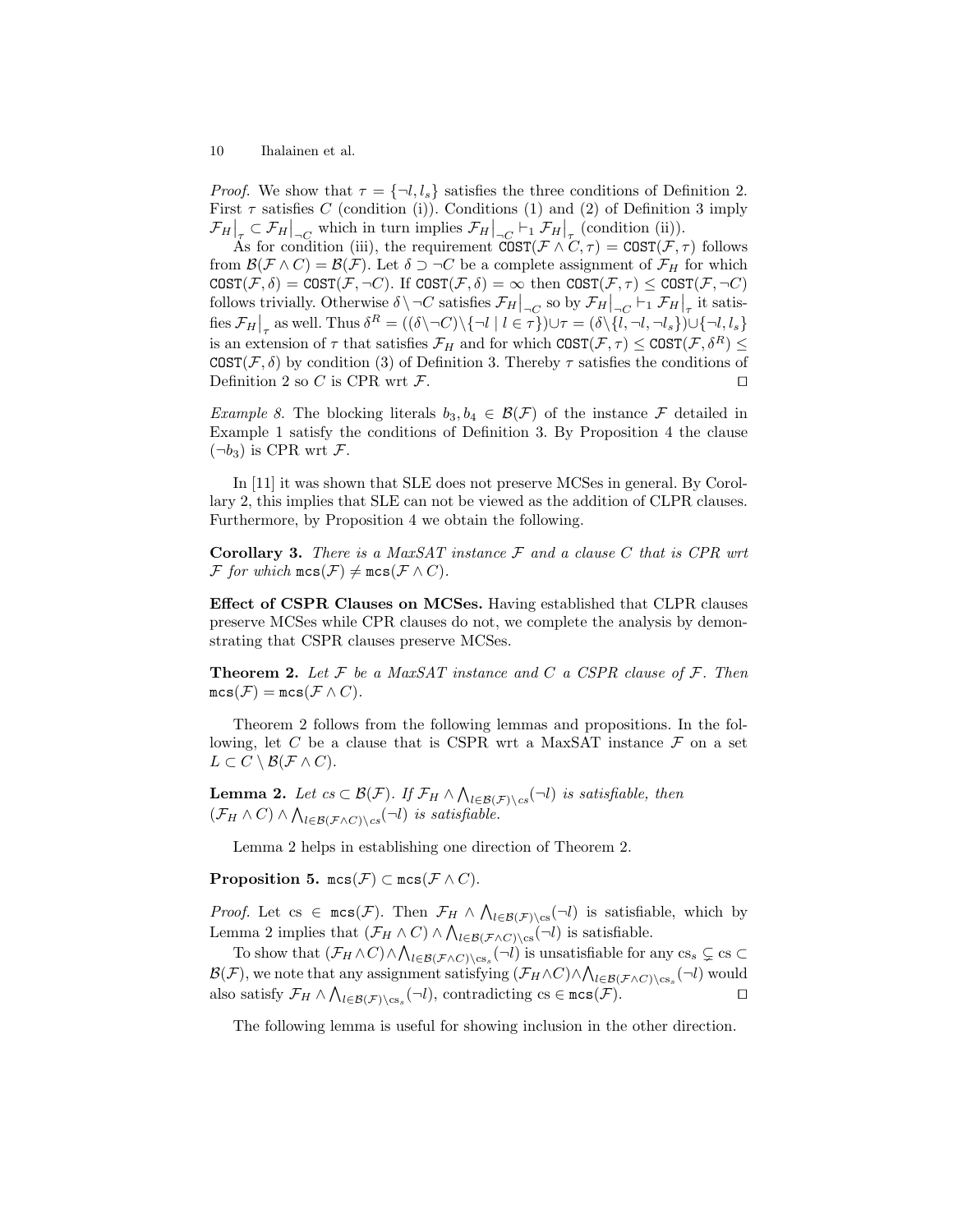*Proof.* We show that $\tau = \{\neg l, l_s\}$ satisfies the three conditions of Definition 2. First $\tau$ satisfies $C$ (condition (i)). Conditions (1) and (2) of Definition 3 imply $\mathcal{F}_H\big|_\tau \subset \mathcal{F}_H\big|_{\neg C}$ which in turn implies $\mathcal{F}_H\big|_{\neg C} \vdash_1 \mathcal{F}_H\big|_\tau$ (condition (ii)).

As for condition (iii), the requirement $\texttt{COST}(\mathcal{F} \wedge C, \tau) = \texttt{COST}(\mathcal{F}, \tau)$ follows from $\mathcal{B}(\mathcal{F} \wedge C) = \mathcal{B}(\mathcal{F})$. Let $\delta \supset \neg C$ be a complete assignment of $\mathcal{F}_H$ for which $\texttt{COST}(\mathcal{F}, \delta) = \texttt{COST}(\mathcal{F}, \neg C)$. If $\texttt{COST}(\mathcal{F}, \delta) = \infty$ then $\texttt{COST}(\mathcal{F}, \tau) \leq \texttt{COST}(\mathcal{F}, \neg C)$ follows trivially. Otherwise $\delta \setminus \neg C$ satisfies $\mathcal{F}_H\big|_{\neg C}$ so by $\mathcal{F}_H\big|_{\neg C} \vdash_1 \mathcal{F}_H\big|_\tau$ it satisfies $\mathcal{F}_H\big|_\tau$ as well. Thus $\delta^R = ((\delta \setminus \neg C) \setminus \{\neg l \mid l \in \tau\}) \cup \tau = (\delta \setminus \{l, \neg l, \neg l_s\}) \cup \{\neg l, l_s\}$ is an extension of $\tau$ that satisfies $\mathcal{F}_H$ and for which $\texttt{COST}(\mathcal{F}, \tau) \leq \texttt{COST}(\mathcal{F}, \delta^R) \leq \texttt{COST}(\mathcal{F}, \delta)$ by condition (3) of Definition 3. Thereby $\tau$ satisfies the conditions of Definition 2 so $C$ is CPR wrt $\mathcal{F}$. $\square$

*Example 8.* The blocking literals $b_3, b_4 \in \mathcal{B}(\mathcal{F})$ of the instance $\mathcal{F}$ detailed in Example 1 satisfy the conditions of Definition 3. By Proposition 4 the clause $(\neg b_3)$ is CPR wrt $\mathcal{F}$.

In [11] it was shown that SLE does not preserve MCSes in general. By Corollary 2, this implies that SLE can not be viewed as the addition of CLPR clauses. Furthermore, by Proposition 4 we obtain the following.

**Corollary 3.** *There is a MaxSAT instance $\mathcal{F}$ and a clause $C$ that is CPR wrt $\mathcal{F}$ for which $\texttt{mcs}(\mathcal{F}) \neq \texttt{mcs}(\mathcal{F} \wedge C)$.*

**Effect of CSPR Clauses on MCSes.** Having established that CLPR clauses preserve MCSes while CPR clauses do not, we complete the analysis by demonstrating that CSPR clauses preserve MCSes.

**Theorem 2.** *Let $\mathcal{F}$ be a MaxSAT instance and $C$ a CSPR clause of $\mathcal{F}$. Then $\texttt{mcs}(\mathcal{F}) = \texttt{mcs}(\mathcal{F} \wedge C)$.*

Theorem 2 follows from the following lemmas and propositions. In the following, let $C$ be a clause that is CSPR wrt a MaxSAT instance $\mathcal{F}$ on a set $L \subset C \setminus \mathcal{B}(\mathcal{F} \wedge C)$.

**Lemma 2.** *Let $cs \subset \mathcal{B}(\mathcal{F})$. If $\mathcal{F}_H \wedge \bigwedge_{l \in \mathcal{B}(\mathcal{F}) \setminus cs}(\neg l)$ is satisfiable, then $(\mathcal{F}_H \wedge C) \wedge \bigwedge_{l \in \mathcal{B}(\mathcal{F} \wedge C) \setminus cs}(\neg l)$ is satisfiable.*

Lemma 2 helps in establishing one direction of Theorem 2.

**Proposition 5.** $\texttt{mcs}(\mathcal{F}) \subset \texttt{mcs}(\mathcal{F} \wedge C)$.

*Proof.* Let $\text{cs} \in \texttt{mcs}(\mathcal{F})$. Then $\mathcal{F}_H \wedge \bigwedge_{l \in \mathcal{B}(\mathcal{F}) \setminus \text{cs}}(\neg l)$ is satisfiable, which by Lemma 2 implies that $(\mathcal{F}_H \wedge C) \wedge \bigwedge_{l \in \mathcal{B}(\mathcal{F} \wedge C) \setminus \text{cs}}(\neg l)$ is satisfiable.

To show that $(\mathcal{F}_H \wedge C) \wedge \bigwedge_{l \in \mathcal{B}(\mathcal{F} \wedge C) \setminus \text{cs}_s}(\neg l)$ is unsatisfiable for any $\text{cs}_s \subsetneq \text{cs} \subset \mathcal{B}(\mathcal{F})$, we note that any assignment satisfying $(\mathcal{F}_H \wedge C) \wedge \bigwedge_{l \in \mathcal{B}(\mathcal{F} \wedge C) \setminus \text{cs}_s}(\neg l)$ would also satisfy $\mathcal{F}_H \wedge \bigwedge_{l \in \mathcal{B}(\mathcal{F}) \setminus \text{cs}_s}(\neg l)$, contradicting $\text{cs} \in \texttt{mcs}(\mathcal{F})$. $\square$

The following lemma is useful for showing inclusion in the other direction.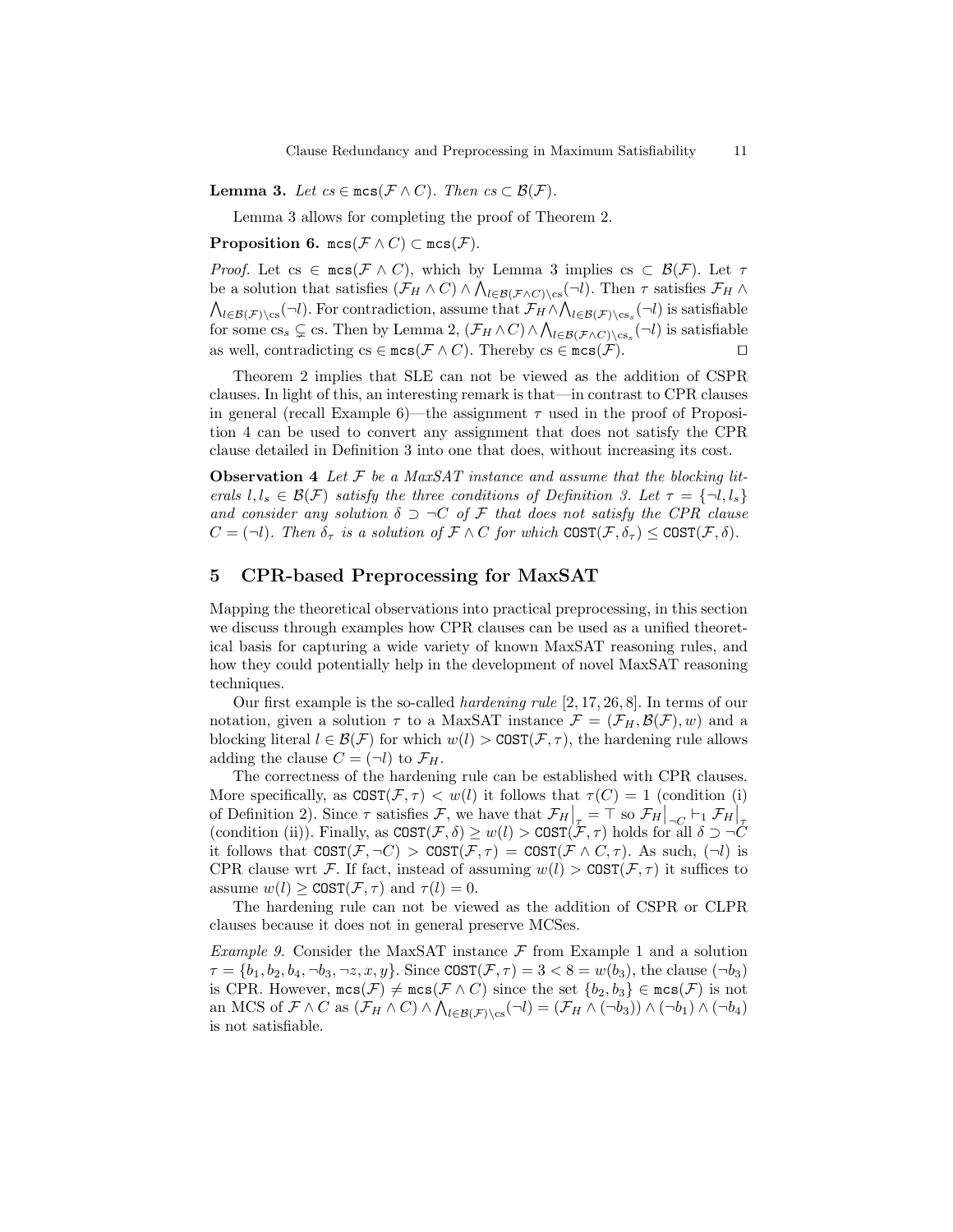**Lemma 3.** *Let $cs \in \texttt{mcs}(\mathcal{F} \wedge C)$. Then $cs \subset \mathcal{B}(\mathcal{F})$.*

Lemma 3 allows for completing the proof of Theorem 2.

**Proposition 6.** $\texttt{mcs}(\mathcal{F} \wedge C) \subset \texttt{mcs}(\mathcal{F})$.

*Proof.* Let $\text{cs} \in \texttt{mcs}(\mathcal{F} \wedge C)$, which by Lemma 3 implies $\text{cs} \subset \mathcal{B}(\mathcal{F})$. Let $\tau$ be a solution that satisfies $(\mathcal{F}_H \wedge C) \wedge \bigwedge_{l \in \mathcal{B}(\mathcal{F} \wedge C) \setminus \text{cs}} (\neg l)$. Then $\tau$ satisfies $\mathcal{F}_H \wedge \bigwedge_{l \in \mathcal{B}(\mathcal{F}) \setminus \text{cs}} (\neg l)$. For contradiction, assume that $\mathcal{F}_H \wedge \bigwedge_{l \in \mathcal{B}(\mathcal{F}) \setminus \text{cs}_s} (\neg l)$ is satisfiable for some $\text{cs}_s \subsetneq \text{cs}$. Then by Lemma 2, $(\mathcal{F}_H \wedge C) \wedge \bigwedge_{l \in \mathcal{B}(\mathcal{F} \wedge C) \setminus \text{cs}_s} (\neg l)$ is satisfiable as well, contradicting $\text{cs} \in \texttt{mcs}(\mathcal{F} \wedge C)$. Thereby $\text{cs} \in \texttt{mcs}(\mathcal{F})$. $\square$

Theorem 2 implies that SLE can not be viewed as the addition of CSPR clauses. In light of this, an interesting remark is that—in contrast to CPR clauses in general (recall Example 6)—the assignment $\tau$ used in the proof of Proposition 4 can be used to convert any assignment that does not satisfy the CPR clause detailed in Definition 3 into one that does, without increasing its cost.

**Observation 4** *Let $\mathcal{F}$ be a MaxSAT instance and assume that the blocking literals $l, l_s \in \mathcal{B}(\mathcal{F})$ satisfy the three conditions of Definition 3. Let $\tau = \{\neg l, l_s\}$ and consider any solution $\delta \supset \neg C$ of $\mathcal{F}$ that does not satisfy the CPR clause $C = (\neg l)$. Then $\delta_\tau$ is a solution of $\mathcal{F} \wedge C$ for which $\texttt{COST}(\mathcal{F}, \delta_\tau) \leq \texttt{COST}(\mathcal{F}, \delta)$.*

## 5 CPR-based Preprocessing for MaxSAT

Mapping the theoretical observations into practical preprocessing, in this section we discuss through examples how CPR clauses can be used as a unified theoretical basis for capturing a wide variety of known MaxSAT reasoning rules, and how they could potentially help in the development of novel MaxSAT reasoning techniques.

Our first example is the so-called *hardening rule* [2, 17, 26, 8]. In terms of our notation, given a solution $\tau$ to a MaxSAT instance $\mathcal{F} = (\mathcal{F}_H, \mathcal{B}(\mathcal{F}), w)$ and a blocking literal $l \in \mathcal{B}(\mathcal{F})$ for which $w(l) > \texttt{COST}(\mathcal{F}, \tau)$, the hardening rule allows adding the clause $C = (\neg l)$ to $\mathcal{F}_H$.

The correctness of the hardening rule can be established with CPR clauses. More specifically, as $\texttt{COST}(\mathcal{F}, \tau) < w(l)$ it follows that $\tau(C) = 1$ (condition (i) of Definition 2). Since $\tau$ satisfies $\mathcal{F}$, we have that $\mathcal{F}_H\big|_\tau = \top$ so $\mathcal{F}_H\big|_{\neg C} \vdash_1 \mathcal{F}_H\big|_\tau$ (condition (ii)). Finally, as $\texttt{COST}(\mathcal{F}, \delta) \geq w(l) > \texttt{COST}(\mathcal{F}, \tau)$ holds for all $\delta \supset \neg C$ it follows that $\texttt{COST}(\mathcal{F}, \neg C) > \texttt{COST}(\mathcal{F}, \tau) = \texttt{COST}(\mathcal{F} \wedge C, \tau)$. As such, $(\neg l)$ is CPR clause wrt $\mathcal{F}$. If fact, instead of assuming $w(l) > \texttt{COST}(\mathcal{F}, \tau)$ it suffices to assume $w(l) \geq \texttt{COST}(\mathcal{F}, \tau)$ and $\tau(l) = 0$.

The hardening rule can not be viewed as the addition of CSPR or CLPR clauses because it does not in general preserve MCSes.

*Example 9.* Consider the MaxSAT instance $\mathcal{F}$ from Example 1 and a solution $\tau = \{b_1, b_2, b_4, \neg b_3, \neg z, x, y\}$. Since $\texttt{COST}(\mathcal{F}, \tau) = 3 < 8 = w(b_3)$, the clause $(\neg b_3)$ is CPR. However, $\texttt{mcs}(\mathcal{F}) \neq \texttt{mcs}(\mathcal{F} \wedge C)$ since the set $\{b_2, b_3\} \in \texttt{mcs}(\mathcal{F})$ is not an MCS of $\mathcal{F} \wedge C$ as $(\mathcal{F}_H \wedge C) \wedge \bigwedge_{l \in \mathcal{B}(\mathcal{F}) \setminus \text{cs}} (\neg l) = (\mathcal{F}_H \wedge (\neg b_3)) \wedge (\neg b_1) \wedge (\neg b_4)$ is not satisfiable.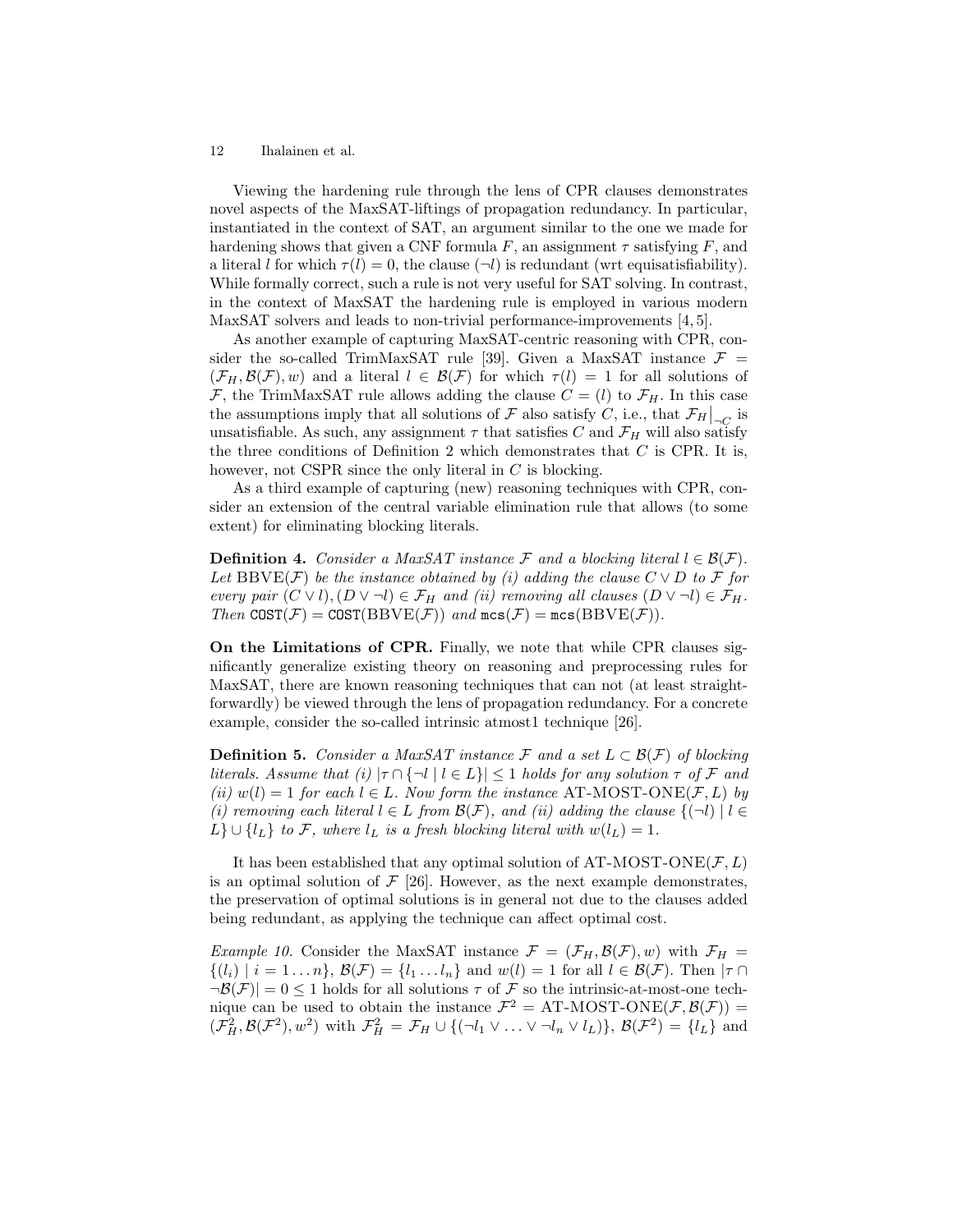Viewing the hardening rule through the lens of CPR clauses demonstrates novel aspects of the MaxSAT-liftings of propagation redundancy. In particular, instantiated in the context of SAT, an argument similar to the one we made for hardening shows that given a CNF formula $F$, an assignment $\tau$ satisfying $F$, and a literal $l$ for which $\tau(l) = 0$, the clause $(\neg l)$ is redundant (wrt equisatisfiability). While formally correct, such a rule is not very useful for SAT solving. In contrast, in the context of MaxSAT the hardening rule is employed in various modern MaxSAT solvers and leads to non-trivial performance-improvements [4, 5].

As another example of capturing MaxSAT-centric reasoning with CPR, consider the so-called TrimMaxSAT rule [39]. Given a MaxSAT instance $\mathcal{F} = (\mathcal{F}_H, \mathcal{B}(\mathcal{F}), w)$ and a literal $l \in \mathcal{B}(\mathcal{F})$ for which $\tau(l) = 1$ for all solutions of $\mathcal{F}$, the TrimMaxSAT rule allows adding the clause $C = (l)$ to $\mathcal{F}_H$. In this case the assumptions imply that all solutions of $\mathcal{F}$ also satisfy $C$, i.e., that $\mathcal{F}_H\big|_{\neg C}$ is unsatisfiable. As such, any assignment $\tau$ that satisfies $C$ and $\mathcal{F}_H$ will also satisfy the three conditions of Definition 2 which demonstrates that $C$ is CPR. It is, however, not CSPR since the only literal in $C$ is blocking.

As a third example of capturing (new) reasoning techniques with CPR, consider an extension of the central variable elimination rule that allows (to some extent) for eliminating blocking literals.

**Definition 4.** *Consider a MaxSAT instance $\mathcal{F}$ and a blocking literal $l \in \mathcal{B}(\mathcal{F})$. Let* $\text{BBVE}(\mathcal{F})$ *be the instance obtained by (i) adding the clause $C \vee D$ to $\mathcal{F}$ for every pair $(C \vee l), (D \vee \neg l) \in \mathcal{F}_H$ and (ii) removing all clauses $(D \vee \neg l) \in \mathcal{F}_H$. Then $\texttt{COST}(\mathcal{F}) = \texttt{COST}(\text{BBVE}(\mathcal{F}))$ and $\texttt{mcs}(\mathcal{F}) = \texttt{mcs}(\text{BBVE}(\mathcal{F}))$.*

**On the Limitations of CPR.** Finally, we note that while CPR clauses significantly generalize existing theory on reasoning and preprocessing rules for MaxSAT, there are known reasoning techniques that can not (at least straightforwardly) be viewed through the lens of propagation redundancy. For a concrete example, consider the so-called intrinsic atmost1 technique [26].

**Definition 5.** *Consider a MaxSAT instance $\mathcal{F}$ and a set $L \subset \mathcal{B}(\mathcal{F})$ of blocking literals. Assume that (i) $|\tau \cap \{\neg l \mid l \in L\}| \leq 1$ holds for any solution $\tau$ of $\mathcal{F}$ and (ii) $w(l) = 1$ for each $l \in L$. Now form the instance* $\text{AT-MOST-ONE}(\mathcal{F}, L)$ *by (i) removing each literal $l \in L$ from $\mathcal{B}(\mathcal{F})$, and (ii) adding the clause $\{(\neg l) \mid l \in L\} \cup \{l_L\}$ to $\mathcal{F}$, where $l_L$ is a fresh blocking literal with $w(l_L) = 1$.*

It has been established that any optimal solution of $\text{AT-MOST-ONE}(\mathcal{F}, L)$ is an optimal solution of $\mathcal{F}$ [26]. However, as the next example demonstrates, the preservation of optimal solutions is in general not due to the clauses added being redundant, as applying the technique can affect optimal cost.

*Example 10.* Consider the MaxSAT instance $\mathcal{F} = (\mathcal{F}_H, \mathcal{B}(\mathcal{F}), w)$ with $\mathcal{F}_H = \{(l_i) \mid i = 1 \dots n\}$, $\mathcal{B}(\mathcal{F}) = \{l_1 \dots l_n\}$ and $w(l) = 1$ for all $l \in \mathcal{B}(\mathcal{F})$. Then $|\tau \cap \neg\mathcal{B}(\mathcal{F})| = 0 \leq 1$ holds for all solutions $\tau$ of $\mathcal{F}$ so the intrinsic-at-most-one technique can be used to obtain the instance $\mathcal{F}^2 = \text{AT-MOST-ONE}(\mathcal{F}, \mathcal{B}(\mathcal{F})) = (\mathcal{F}^2_H, \mathcal{B}(\mathcal{F}^2), w^2)$ with $\mathcal{F}^2_H = \mathcal{F}_H \cup \{(\neg l_1 \vee \ldots \vee \neg l_n \vee l_L)\}$, $\mathcal{B}(\mathcal{F}^2) = \{l_L\}$ and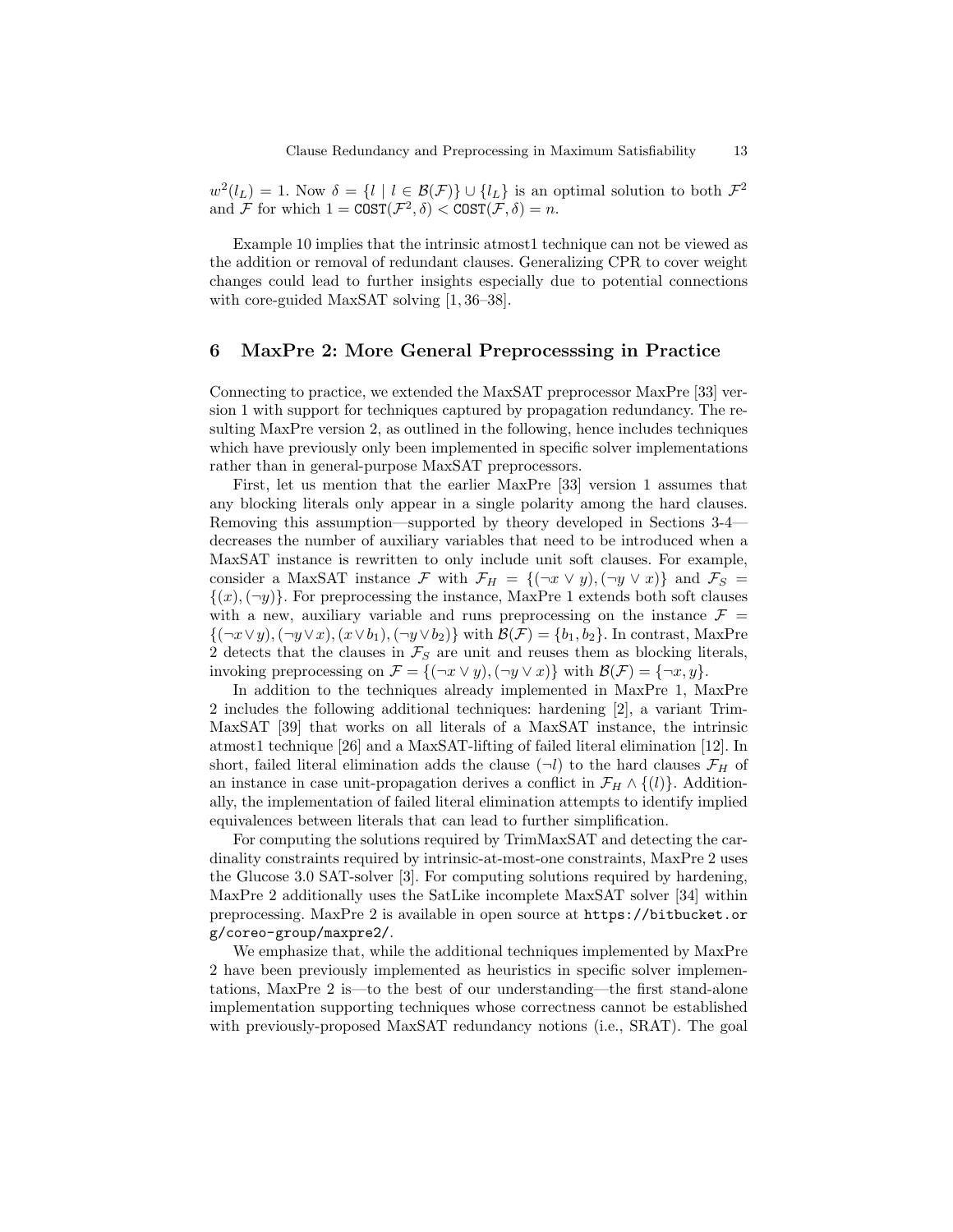$w^2(l_L) = 1$. Now $\delta = \{l \mid l \in \mathcal{B}(\mathcal{F})\} \cup \{l_L\}$ is an optimal solution to both $\mathcal{F}^2$ and $\mathcal{F}$ for which $1 = \texttt{COST}(\mathcal{F}^2, \delta) < \texttt{COST}(\mathcal{F}, \delta) = n$.

Example 10 implies that the intrinsic atmost1 technique can not be viewed as the addition or removal of redundant clauses. Generalizing CPR to cover weight changes could lead to further insights especially due to potential connections with core-guided MaxSAT solving [1, 36–38].

## 6 MaxPre 2: More General Preprocesssing in Practice

Connecting to practice, we extended the MaxSAT preprocessor MaxPre [33] version 1 with support for techniques captured by propagation redundancy. The resulting MaxPre version 2, as outlined in the following, hence includes techniques which have previously only been implemented in specific solver implementations rather than in general-purpose MaxSAT preprocessors.

First, let us mention that the earlier MaxPre [33] version 1 assumes that any blocking literals only appear in a single polarity among the hard clauses. Removing this assumption—supported by theory developed in Sections 3-4—decreases the number of auxiliary variables that need to be introduced when a MaxSAT instance is rewritten to only include unit soft clauses. For example, consider a MaxSAT instance $\mathcal{F}$ with $\mathcal{F}_H = \{(\neg x \lor y), (\neg y \lor x)\}$ and $\mathcal{F}_S = \{(x), (\neg y)\}$. For preprocessing the instance, MaxPre 1 extends both soft clauses with a new, auxiliary variable and runs preprocessing on the instance $\mathcal{F} = \{(\neg x \lor y), (\neg y \lor x), (x \lor b_1), (\neg y \lor b_2)\}$ with $\mathcal{B}(\mathcal{F}) = \{b_1, b_2\}$. In contrast, MaxPre 2 detects that the clauses in $\mathcal{F}_S$ are unit and reuses them as blocking literals, invoking preprocessing on $\mathcal{F} = \{(\neg x \lor y), (\neg y \lor x)\}$ with $\mathcal{B}(\mathcal{F}) = \{\neg x, y\}$.

In addition to the techniques already implemented in MaxPre 1, MaxPre 2 includes the following additional techniques: hardening [2], a variant TrimMaxSAT [39] that works on all literals of a MaxSAT instance, the intrinsic atmost1 technique [26] and a MaxSAT-lifting of failed literal elimination [12]. In short, failed literal elimination adds the clause $(\neg l)$ to the hard clauses $\mathcal{F}_H$ of an instance in case unit-propagation derives a conflict in $\mathcal{F}_H \land \{(l)\}$. Additionally, the implementation of failed literal elimination attempts to identify implied equivalences between literals that can lead to further simplification.

For computing the solutions required by TrimMaxSAT and detecting the cardinality constraints required by intrinsic-at-most-one constraints, MaxPre 2 uses the Glucose 3.0 SAT-solver [3]. For computing solutions required by hardening, MaxPre 2 additionally uses the SatLike incomplete MaxSAT solver [34] within preprocessing. MaxPre 2 is available in open source at `https://bitbucket.org/coreo-group/maxpre2/`.

We emphasize that, while the additional techniques implemented by MaxPre 2 have been previously implemented as heuristics in specific solver implementations, MaxPre 2 is—to the best of our understanding—the first stand-alone implementation supporting techniques whose correctness cannot be established with previously-proposed MaxSAT redundancy notions (i.e., SRAT). The goal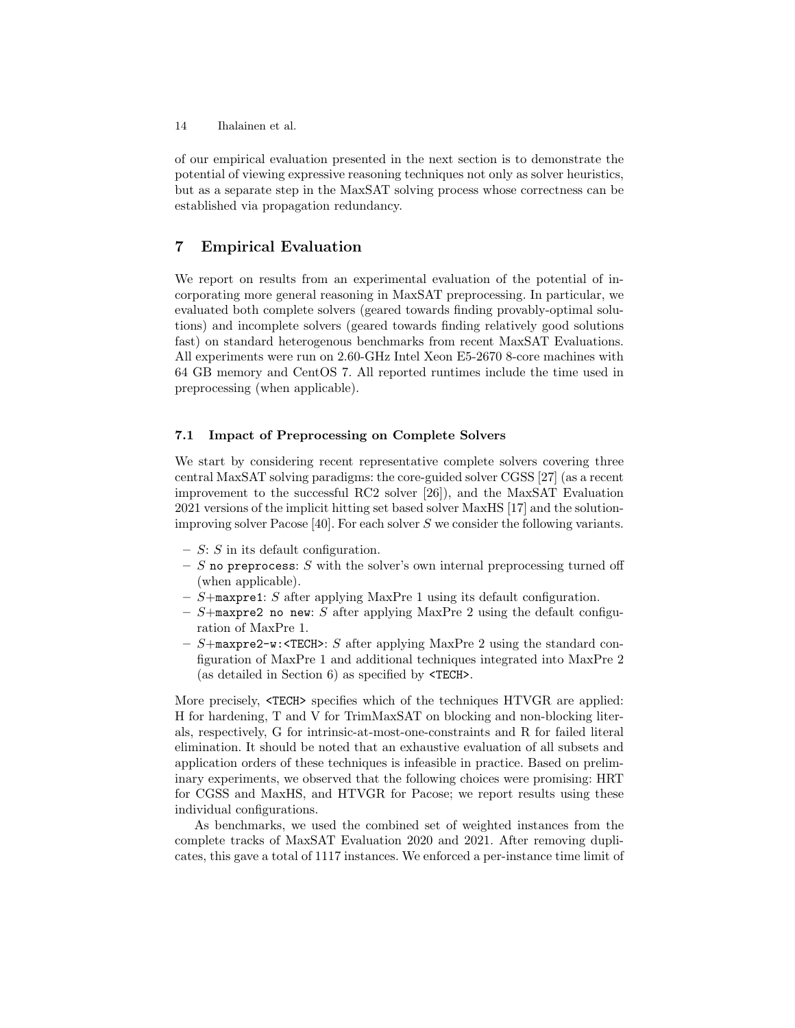of our empirical evaluation presented in the next section is to demonstrate the potential of viewing expressive reasoning techniques not only as solver heuristics, but as a separate step in the MaxSAT solving process whose correctness can be established via propagation redundancy.

## 7 Empirical Evaluation

We report on results from an experimental evaluation of the potential of incorporating more general reasoning in MaxSAT preprocessing. In particular, we evaluated both complete solvers (geared towards finding provably-optimal solutions) and incomplete solvers (geared towards finding relatively good solutions fast) on standard heterogenous benchmarks from recent MaxSAT Evaluations. All experiments were run on 2.60-GHz Intel Xeon E5-2670 8-core machines with 64 GB memory and CentOS 7. All reported runtimes include the time used in preprocessing (when applicable).

### 7.1 Impact of Preprocessing on Complete Solvers

We start by considering recent representative complete solvers covering three central MaxSAT solving paradigms: the core-guided solver CGSS [27] (as a recent improvement to the successful RC2 solver [26]), and the MaxSAT Evaluation 2021 versions of the implicit hitting set based solver MaxHS [17] and the solution-improving solver Pacose [40]. For each solver $S$ we consider the following variants.

- $S$: $S$ in its default configuration.
- $S$ `no preprocess`: $S$ with the solver's own internal preprocessing turned off (when applicable).
- $S$+`maxpre1`: $S$ after applying MaxPre 1 using its default configuration.
- $S$+`maxpre2 no new`: $S$ after applying MaxPre 2 using the default configuration of MaxPre 1.
- $S$+`maxpre2-w:<TECH>`: $S$ after applying MaxPre 2 using the standard configuration of MaxPre 1 and additional techniques integrated into MaxPre 2 (as detailed in Section 6) as specified by `<TECH>`.

More precisely, `<TECH>` specifies which of the techniques HTVGR are applied: H for hardening, T and V for TrimMaxSAT on blocking and non-blocking literals, respectively, G for intrinsic-at-most-one-constraints and R for failed literal elimination. It should be noted that an exhaustive evaluation of all subsets and application orders of these techniques is infeasible in practice. Based on preliminary experiments, we observed that the following choices were promising: HRT for CGSS and MaxHS, and HTVGR for Pacose; we report results using these individual configurations.

As benchmarks, we used the combined set of weighted instances from the complete tracks of MaxSAT Evaluation 2020 and 2021. After removing duplicates, this gave a total of 1117 instances. We enforced a per-instance time limit of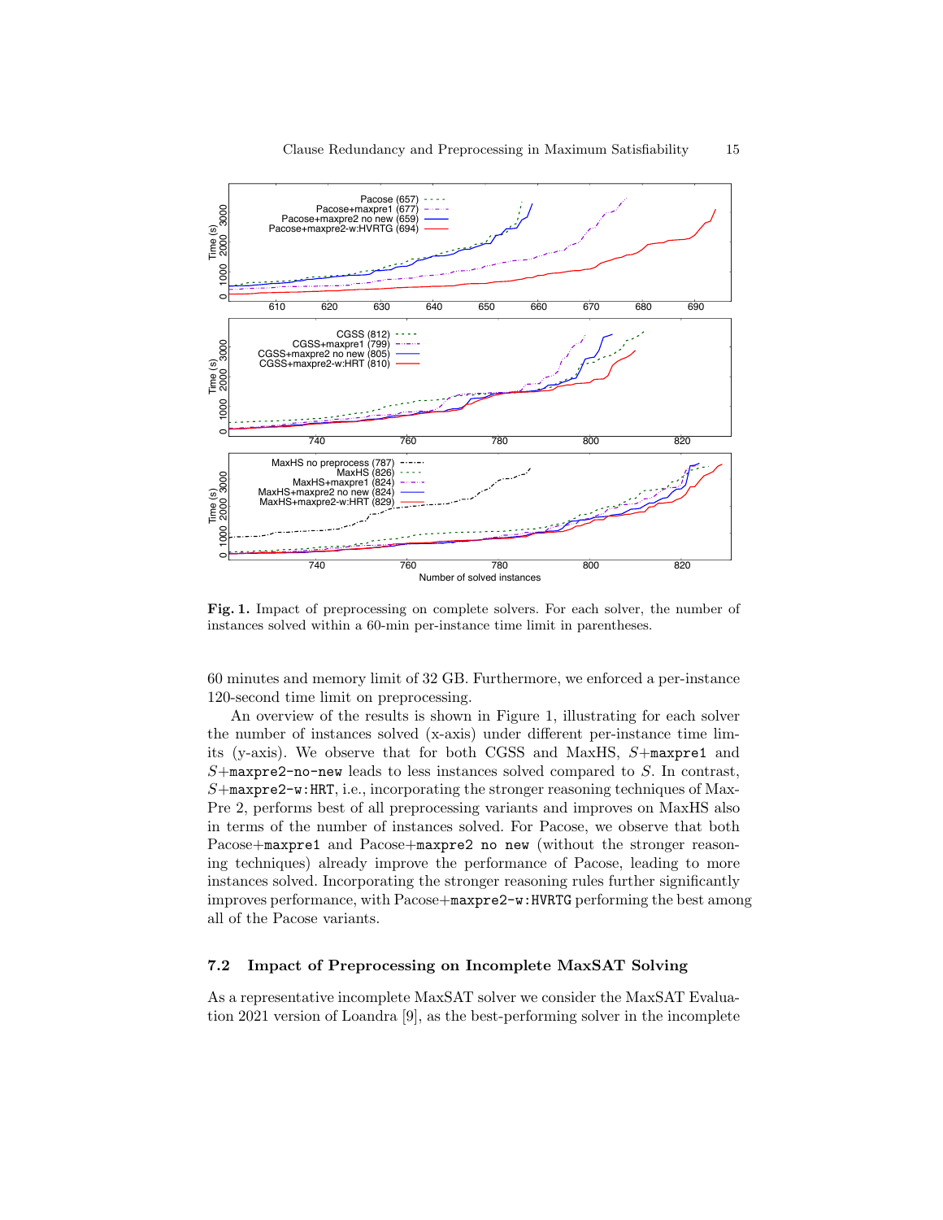**Fig. 1.** Impact of preprocessing on complete solvers. For each solver, the number of instances solved within a 60-min per-instance time limit in parentheses.

60 minutes and memory limit of 32 GB. Furthermore, we enforced a per-instance 120-second time limit on preprocessing.

An overview of the results is shown in Figure 1, illustrating for each solver the number of instances solved (x-axis) under different per-instance time limits (y-axis). We observe that for both CGSS and MaxHS, $S$+`maxpre1` and $S$+`maxpre2-no-new` leads to less instances solved compared to $S$. In contrast, $S$+`maxpre2-w:HRT`, i.e., incorporating the stronger reasoning techniques of MaxPre 2, performs best of all preprocessing variants and improves on MaxHS also in terms of the number of instances solved. For Pacose, we observe that both Pacose+`maxpre1` and Pacose+`maxpre2 no new` (without the stronger reasoning techniques) already improve the performance of Pacose, leading to more instances solved. Incorporating the stronger reasoning rules further significantly improves performance, with Pacose+`maxpre2-w:HVRTG` performing the best among all of the Pacose variants.

### 7.2 Impact of Preprocessing on Incomplete MaxSAT Solving

As a representative incomplete MaxSAT solver we consider the MaxSAT Evaluation 2021 version of Loandra [9], as the best-performing solver in the incomplete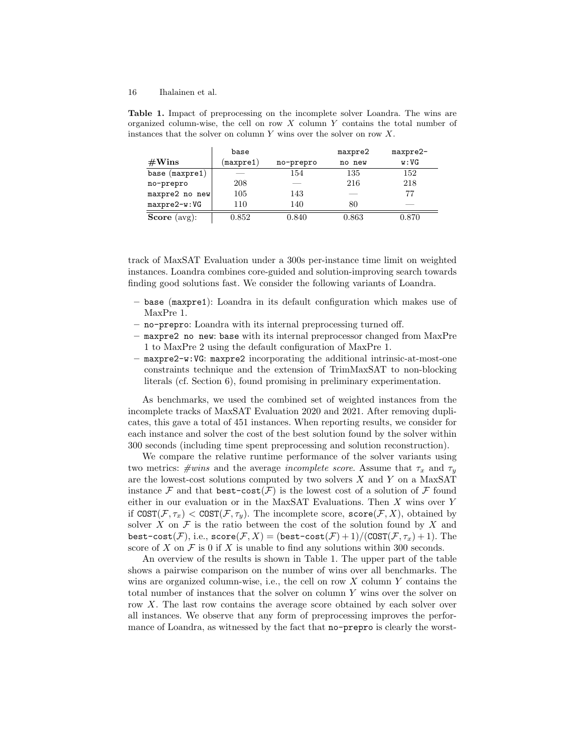**Table 1.** Impact of preprocessing on the incomplete solver Loandra. The wins are organized column-wise, the cell on row $X$ column $Y$ contains the total number of instances that the solver on column $Y$ wins over the solver on row $X$.

| **#Wins** | base (maxpre1) | no-prepro | maxpre2 no new | maxpre2-w:VG |
|---|---|---|---|---|
| base (maxpre1) | — | 154 | 135 | 152 |
| no-prepro | 208 | — | 216 | 218 |
| maxpre2 no new | 105 | 143 | — | 77 |
| maxpre2-w:VG | 110 | 140 | 80 | — |
| **Score** (avg): | 0.852 | 0.840 | 0.863 | 0.870 |

track of MaxSAT Evaluation under a 300s per-instance time limit on weighted instances. Loandra combines core-guided and solution-improving search towards finding good solutions fast. We consider the following variants of Loandra.

- base (maxpre1): Loandra in its default configuration which makes use of MaxPre 1.
- no-prepro: Loandra with its internal preprocessing turned off.
- maxpre2 no new: base with its internal preprocessor changed from MaxPre 1 to MaxPre 2 using the default configuration of MaxPre 1.
- maxpre2-w:VG: maxpre2 incorporating the additional intrinsic-at-most-one constraints technique and the extension of TrimMaxSAT to non-blocking literals (cf. Section 6), found promising in preliminary experimentation.

As benchmarks, we used the combined set of weighted instances from the incomplete tracks of MaxSAT Evaluation 2020 and 2021. After removing duplicates, this gave a total of 451 instances. When reporting results, we consider for each instance and solver the cost of the best solution found by the solver within 300 seconds (including time spent preprocessing and solution reconstruction).

We compare the relative runtime performance of the solver variants using two metrics: *#wins* and the average *incomplete score*. Assume that $\tau_x$ and $\tau_y$ are the lowest-cost solutions computed by two solvers $X$ and $Y$ on a MaxSAT instance $\mathcal{F}$ and that $\texttt{best-cost}(\mathcal{F})$ is the lowest cost of a solution of $\mathcal{F}$ found either in our evaluation or in the MaxSAT Evaluations. Then $X$ wins over $Y$ if $\texttt{COST}(\mathcal{F}, \tau_x) < \texttt{COST}(\mathcal{F}, \tau_y)$. The incomplete score, $\texttt{score}(\mathcal{F}, X)$, obtained by solver $X$ on $\mathcal{F}$ is the ratio between the cost of the solution found by $X$ and $\texttt{best-cost}(\mathcal{F})$, i.e., $\texttt{score}(\mathcal{F}, X) = (\texttt{best-cost}(\mathcal{F}) + 1)/(\texttt{COST}(\mathcal{F}, \tau_x) + 1)$. The score of $X$ on $\mathcal{F}$ is 0 if $X$ is unable to find any solutions within 300 seconds.

An overview of the results is shown in Table 1. The upper part of the table shows a pairwise comparison on the number of wins over all benchmarks. The wins are organized column-wise, i.e., the cell on row $X$ column $Y$ contains the total number of instances that the solver on column $Y$ wins over the solver on row $X$. The last row contains the average score obtained by each solver over all instances. We observe that any form of preprocessing improves the performance of Loandra, as witnessed by the fact that no-prepro is clearly the worst-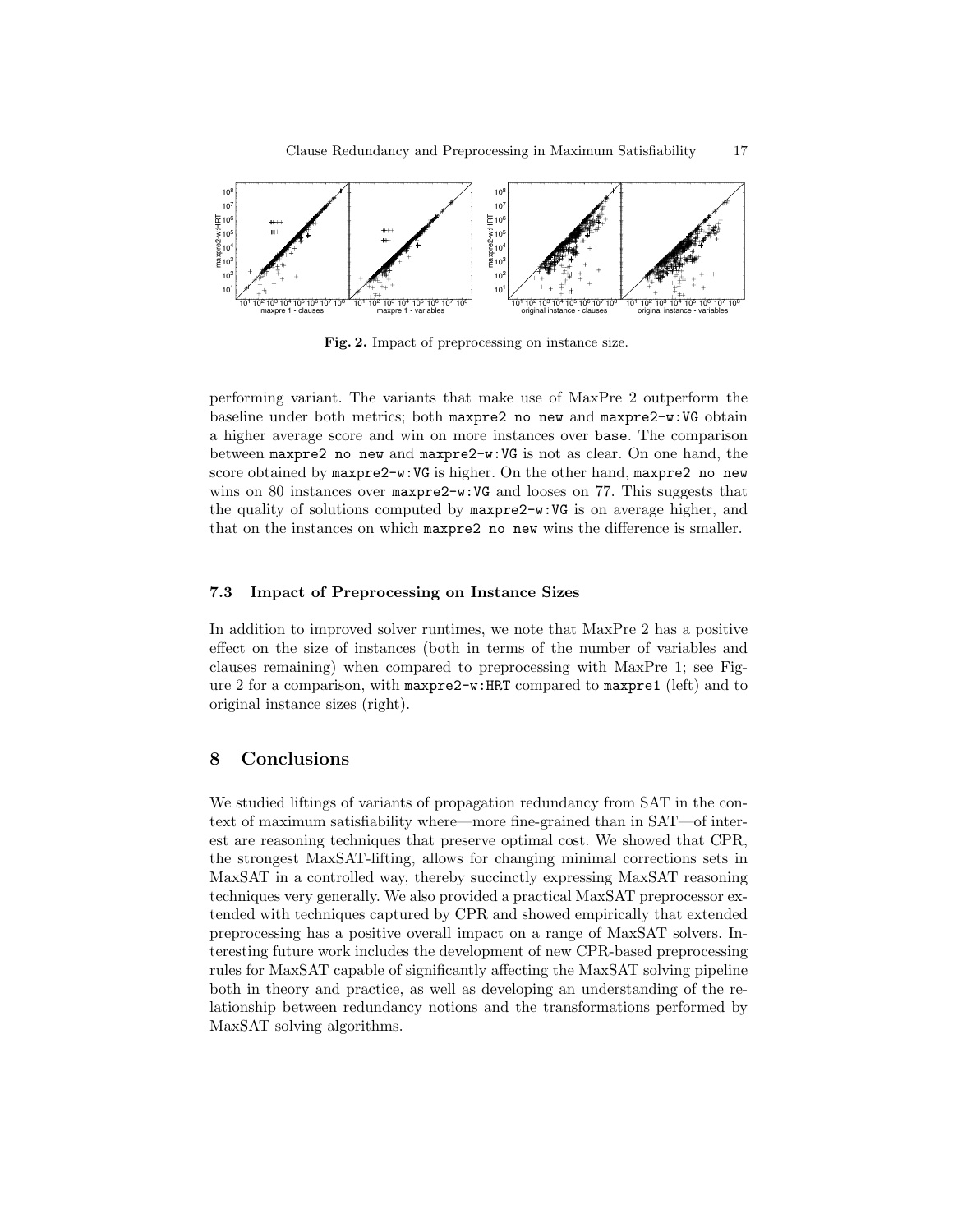**Fig. 2.** Impact of preprocessing on instance size.

performing variant. The variants that make use of MaxPre 2 outperform the baseline under both metrics; both `maxpre2 no new` and `maxpre2-w:VG` obtain a higher average score and win on more instances over `base`. The comparison between `maxpre2 no new` and `maxpre2-w:VG` is not as clear. On one hand, the score obtained by `maxpre2-w:VG` is higher. On the other hand, `maxpre2 no new` wins on 80 instances over `maxpre2-w:VG` and looses on 77. This suggests that the quality of solutions computed by `maxpre2-w:VG` is on average higher, and that on the instances on which `maxpre2 no new` wins the difference is smaller.

### 7.3 Impact of Preprocessing on Instance Sizes

In addition to improved solver runtimes, we note that MaxPre 2 has a positive effect on the size of instances (both in terms of the number of variables and clauses remaining) when compared to preprocessing with MaxPre 1; see Figure 2 for a comparison, with `maxpre2-w:HRT` compared to `maxpre1` (left) and to original instance sizes (right).

## 8 Conclusions

We studied liftings of variants of propagation redundancy from SAT in the context of maximum satisfiability where—more fine-grained than in SAT—of interest are reasoning techniques that preserve optimal cost. We showed that CPR, the strongest MaxSAT-lifting, allows for changing minimal corrections sets in MaxSAT in a controlled way, thereby succinctly expressing MaxSAT reasoning techniques very generally. We also provided a practical MaxSAT preprocessor extended with techniques captured by CPR and showed empirically that extended preprocessing has a positive overall impact on a range of MaxSAT solvers. Interesting future work includes the development of new CPR-based preprocessing rules for MaxSAT capable of significantly affecting the MaxSAT solving pipeline both in theory and practice, as well as developing an understanding of the relationship between redundancy notions and the transformations performed by MaxSAT solving algorithms.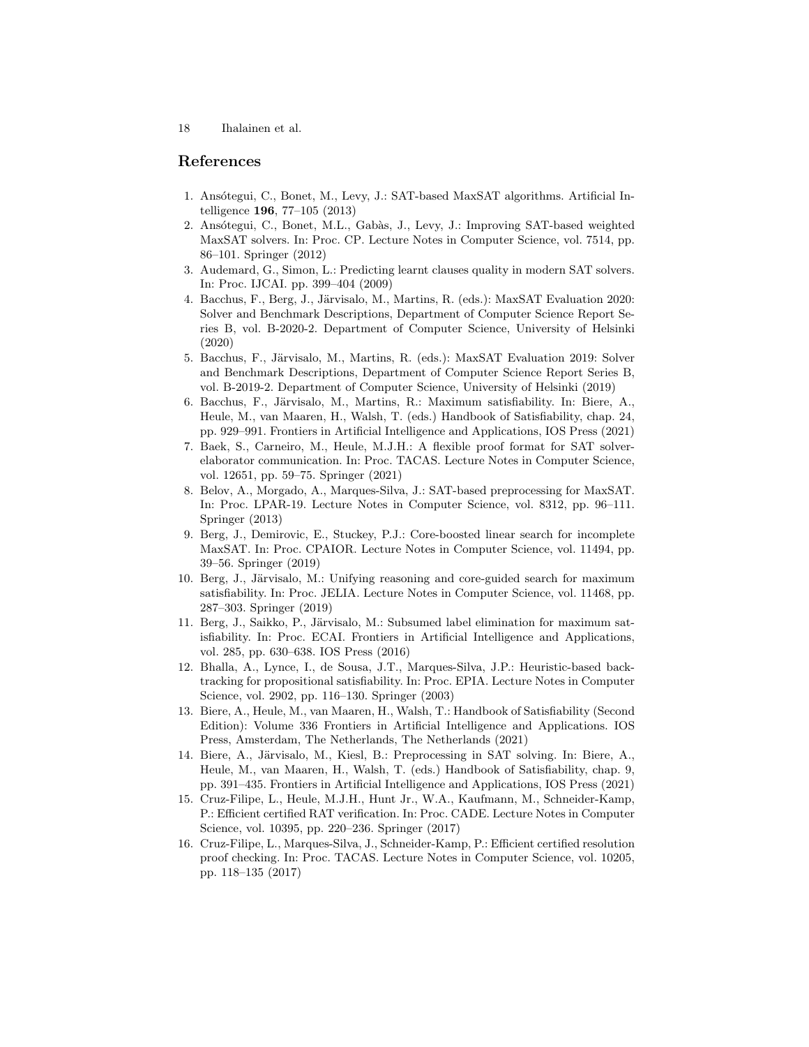## References

1. Ansótegui, C., Bonet, M., Levy, J.: SAT-based MaxSAT algorithms. Artificial Intelligence **196**, 77–105 (2013)
2. Ansótegui, C., Bonet, M.L., Gabàs, J., Levy, J.: Improving SAT-based weighted MaxSAT solvers. In: Proc. CP. Lecture Notes in Computer Science, vol. 7514, pp. 86–101. Springer (2012)
3. Audemard, G., Simon, L.: Predicting learnt clauses quality in modern SAT solvers. In: Proc. IJCAI. pp. 399–404 (2009)
4. Bacchus, F., Berg, J., Järvisalo, M., Martins, R. (eds.): MaxSAT Evaluation 2020: Solver and Benchmark Descriptions, Department of Computer Science Report Series B, vol. B-2020-2. Department of Computer Science, University of Helsinki (2020)
5. Bacchus, F., Järvisalo, M., Martins, R. (eds.): MaxSAT Evaluation 2019: Solver and Benchmark Descriptions, Department of Computer Science Report Series B, vol. B-2019-2. Department of Computer Science, University of Helsinki (2019)
6. Bacchus, F., Järvisalo, M., Martins, R.: Maximum satisfiability. In: Biere, A., Heule, M., van Maaren, H., Walsh, T. (eds.) Handbook of Satisfiability, chap. 24, pp. 929–991. Frontiers in Artificial Intelligence and Applications, IOS Press (2021)
7. Baek, S., Carneiro, M., Heule, M.J.H.: A flexible proof format for SAT solver-elaborator communication. In: Proc. TACAS. Lecture Notes in Computer Science, vol. 12651, pp. 59–75. Springer (2021)
8. Belov, A., Morgado, A., Marques-Silva, J.: SAT-based preprocessing for MaxSAT. In: Proc. LPAR-19. Lecture Notes in Computer Science, vol. 8312, pp. 96–111. Springer (2013)
9. Berg, J., Demirovic, E., Stuckey, P.J.: Core-boosted linear search for incomplete MaxSAT. In: Proc. CPAIOR. Lecture Notes in Computer Science, vol. 11494, pp. 39–56. Springer (2019)
10. Berg, J., Järvisalo, M.: Unifying reasoning and core-guided search for maximum satisfiability. In: Proc. JELIA. Lecture Notes in Computer Science, vol. 11468, pp. 287–303. Springer (2019)
11. Berg, J., Saikko, P., Järvisalo, M.: Subsumed label elimination for maximum satisfiability. In: Proc. ECAI. Frontiers in Artificial Intelligence and Applications, vol. 285, pp. 630–638. IOS Press (2016)
12. Bhalla, A., Lynce, I., de Sousa, J.T., Marques-Silva, J.P.: Heuristic-based backtracking for propositional satisfiability. In: Proc. EPIA. Lecture Notes in Computer Science, vol. 2902, pp. 116–130. Springer (2003)
13. Biere, A., Heule, M., van Maaren, H., Walsh, T.: Handbook of Satisfiability (Second Edition): Volume 336 Frontiers in Artificial Intelligence and Applications. IOS Press, Amsterdam, The Netherlands, The Netherlands (2021)
14. Biere, A., Järvisalo, M., Kiesl, B.: Preprocessing in SAT solving. In: Biere, A., Heule, M., van Maaren, H., Walsh, T. (eds.) Handbook of Satisfiability, chap. 9, pp. 391–435. Frontiers in Artificial Intelligence and Applications, IOS Press (2021)
15. Cruz-Filipe, L., Heule, M.J.H., Hunt Jr., W.A., Kaufmann, M., Schneider-Kamp, P.: Efficient certified RAT verification. In: Proc. CADE. Lecture Notes in Computer Science, vol. 10395, pp. 220–236. Springer (2017)
16. Cruz-Filipe, L., Marques-Silva, J., Schneider-Kamp, P.: Efficient certified resolution proof checking. In: Proc. TACAS. Lecture Notes in Computer Science, vol. 10205, pp. 118–135 (2017)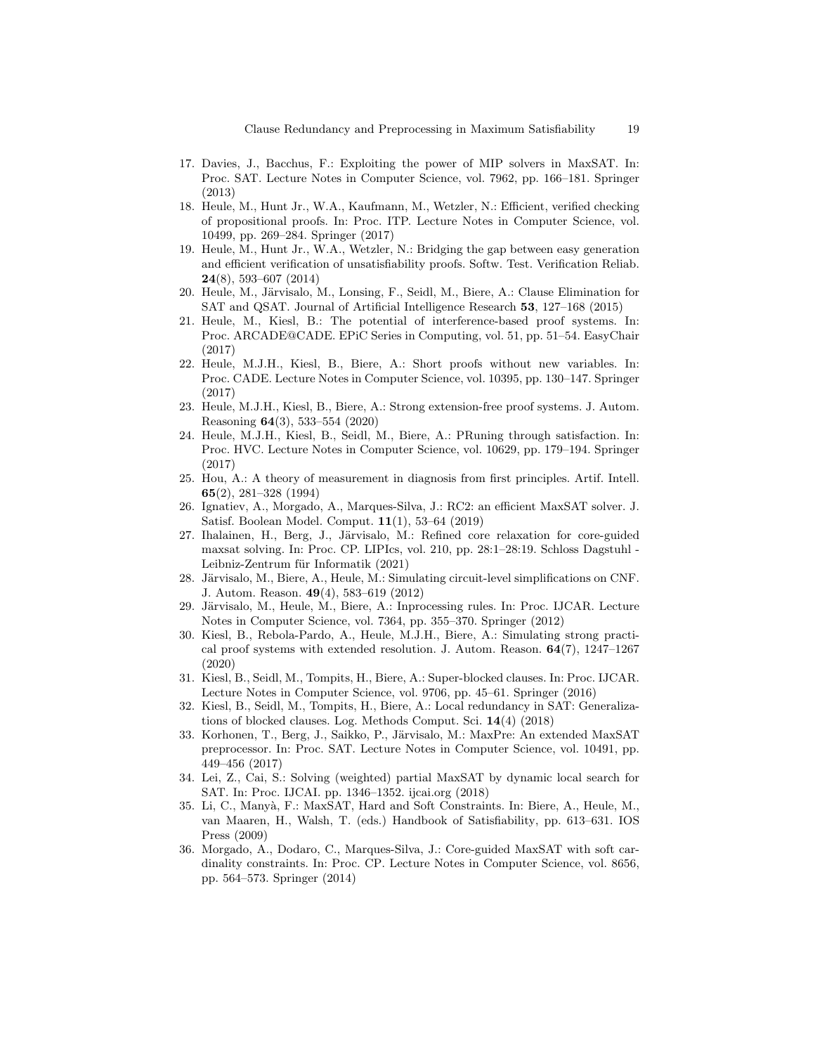17. Davies, J., Bacchus, F.: Exploiting the power of MIP solvers in MaxSAT. In: Proc. SAT. Lecture Notes in Computer Science, vol. 7962, pp. 166–181. Springer (2013)
18. Heule, M., Hunt Jr., W.A., Kaufmann, M., Wetzler, N.: Efficient, verified checking of propositional proofs. In: Proc. ITP. Lecture Notes in Computer Science, vol. 10499, pp. 269–284. Springer (2017)
19. Heule, M., Hunt Jr., W.A., Wetzler, N.: Bridging the gap between easy generation and efficient verification of unsatisfiability proofs. Softw. Test. Verification Reliab. **24**(8), 593–607 (2014)
20. Heule, M., Järvisalo, M., Lonsing, F., Seidl, M., Biere, A.: Clause Elimination for SAT and QSAT. Journal of Artificial Intelligence Research **53**, 127–168 (2015)
21. Heule, M., Kiesl, B.: The potential of interference-based proof systems. In: Proc. ARCADE@CADE. EPiC Series in Computing, vol. 51, pp. 51–54. EasyChair (2017)
22. Heule, M.J.H., Kiesl, B., Biere, A.: Short proofs without new variables. In: Proc. CADE. Lecture Notes in Computer Science, vol. 10395, pp. 130–147. Springer (2017)
23. Heule, M.J.H., Kiesl, B., Biere, A.: Strong extension-free proof systems. J. Autom. Reasoning **64**(3), 533–554 (2020)
24. Heule, M.J.H., Kiesl, B., Seidl, M., Biere, A.: PRuning through satisfaction. In: Proc. HVC. Lecture Notes in Computer Science, vol. 10629, pp. 179–194. Springer (2017)
25. Hou, A.: A theory of measurement in diagnosis from first principles. Artif. Intell. **65**(2), 281–328 (1994)
26. Ignatiev, A., Morgado, A., Marques-Silva, J.: RC2: an efficient MaxSAT solver. J. Satisf. Boolean Model. Comput. **11**(1), 53–64 (2019)
27. Ihalainen, H., Berg, J., Järvisalo, M.: Refined core relaxation for core-guided maxsat solving. In: Proc. CP. LIPIcs, vol. 210, pp. 28:1–28:19. Schloss Dagstuhl - Leibniz-Zentrum für Informatik (2021)
28. Järvisalo, M., Biere, A., Heule, M.: Simulating circuit-level simplifications on CNF. J. Autom. Reason. **49**(4), 583–619 (2012)
29. Järvisalo, M., Heule, M., Biere, A.: Inprocessing rules. In: Proc. IJCAR. Lecture Notes in Computer Science, vol. 7364, pp. 355–370. Springer (2012)
30. Kiesl, B., Rebola-Pardo, A., Heule, M.J.H., Biere, A.: Simulating strong practical proof systems with extended resolution. J. Autom. Reason. **64**(7), 1247–1267 (2020)
31. Kiesl, B., Seidl, M., Tompits, H., Biere, A.: Super-blocked clauses. In: Proc. IJCAR. Lecture Notes in Computer Science, vol. 9706, pp. 45–61. Springer (2016)
32. Kiesl, B., Seidl, M., Tompits, H., Biere, A.: Local redundancy in SAT: Generalizations of blocked clauses. Log. Methods Comput. Sci. **14**(4) (2018)
33. Korhonen, T., Berg, J., Saikko, P., Järvisalo, M.: MaxPre: An extended MaxSAT preprocessor. In: Proc. SAT. Lecture Notes in Computer Science, vol. 10491, pp. 449–456 (2017)
34. Lei, Z., Cai, S.: Solving (weighted) partial MaxSAT by dynamic local search for SAT. In: Proc. IJCAI. pp. 1346–1352. ijcai.org (2018)
35. Li, C., Manyà, F.: MaxSAT, Hard and Soft Constraints. In: Biere, A., Heule, M., van Maaren, H., Walsh, T. (eds.) Handbook of Satisfiability, pp. 613–631. IOS Press (2009)
36. Morgado, A., Dodaro, C., Marques-Silva, J.: Core-guided MaxSAT with soft cardinality constraints. In: Proc. CP. Lecture Notes in Computer Science, vol. 8656, pp. 564–573. Springer (2014)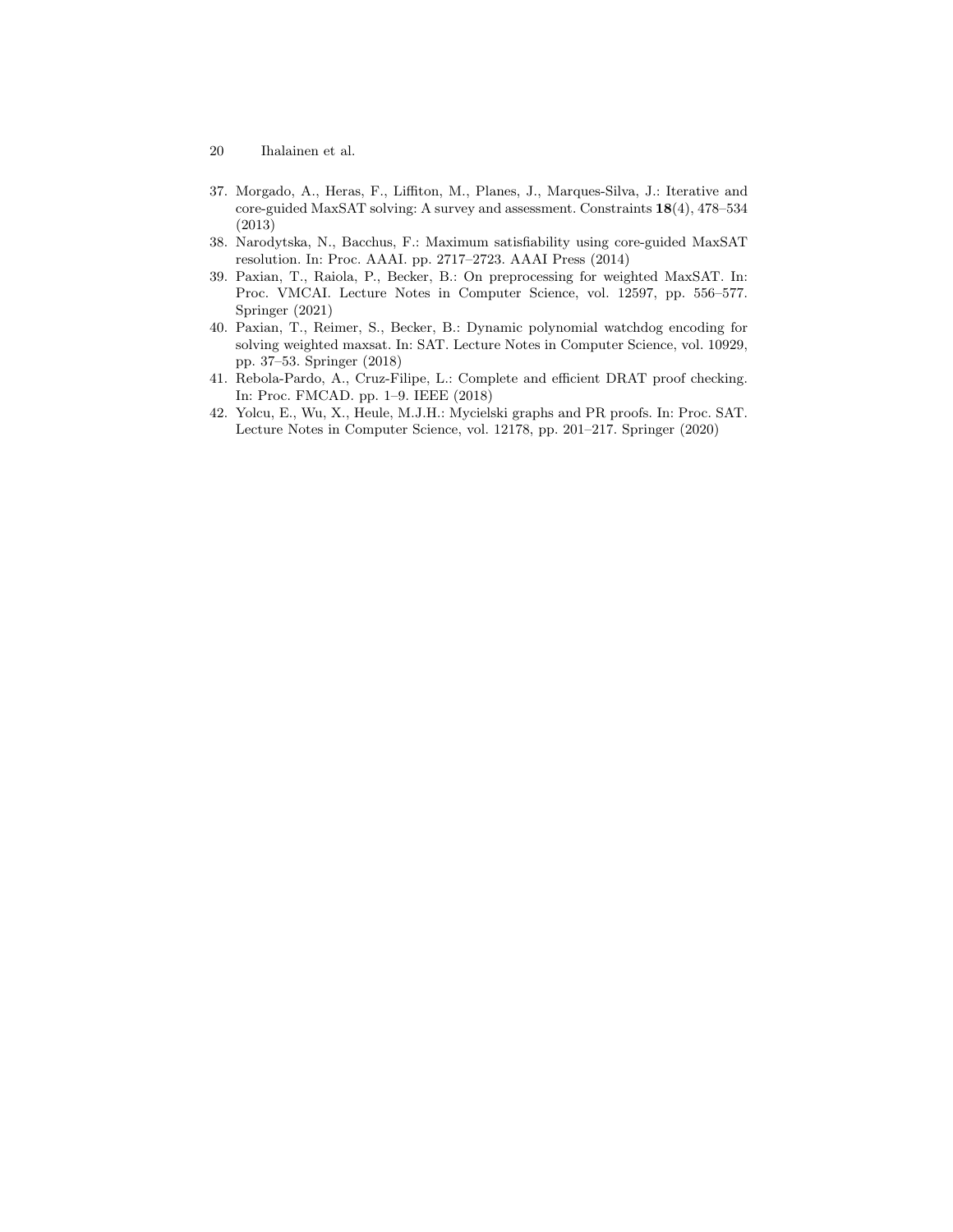37. Morgado, A., Heras, F., Liffiton, M., Planes, J., Marques-Silva, J.: Iterative and core-guided MaxSAT solving: A survey and assessment. Constraints **18**(4), 478–534 (2013)
38. Narodytska, N., Bacchus, F.: Maximum satisfiability using core-guided MaxSAT resolution. In: Proc. AAAI. pp. 2717–2723. AAAI Press (2014)
39. Paxian, T., Raiola, P., Becker, B.: On preprocessing for weighted MaxSAT. In: Proc. VMCAI. Lecture Notes in Computer Science, vol. 12597, pp. 556–577. Springer (2021)
40. Paxian, T., Reimer, S., Becker, B.: Dynamic polynomial watchdog encoding for solving weighted maxsat. In: SAT. Lecture Notes in Computer Science, vol. 10929, pp. 37–53. Springer (2018)
41. Rebola-Pardo, A., Cruz-Filipe, L.: Complete and efficient DRAT proof checking. In: Proc. FMCAD. pp. 1–9. IEEE (2018)
42. Yolcu, E., Wu, X., Heule, M.J.H.: Mycielski graphs and PR proofs. In: Proc. SAT. Lecture Notes in Computer Science, vol. 12178, pp. 201–217. Springer (2020)